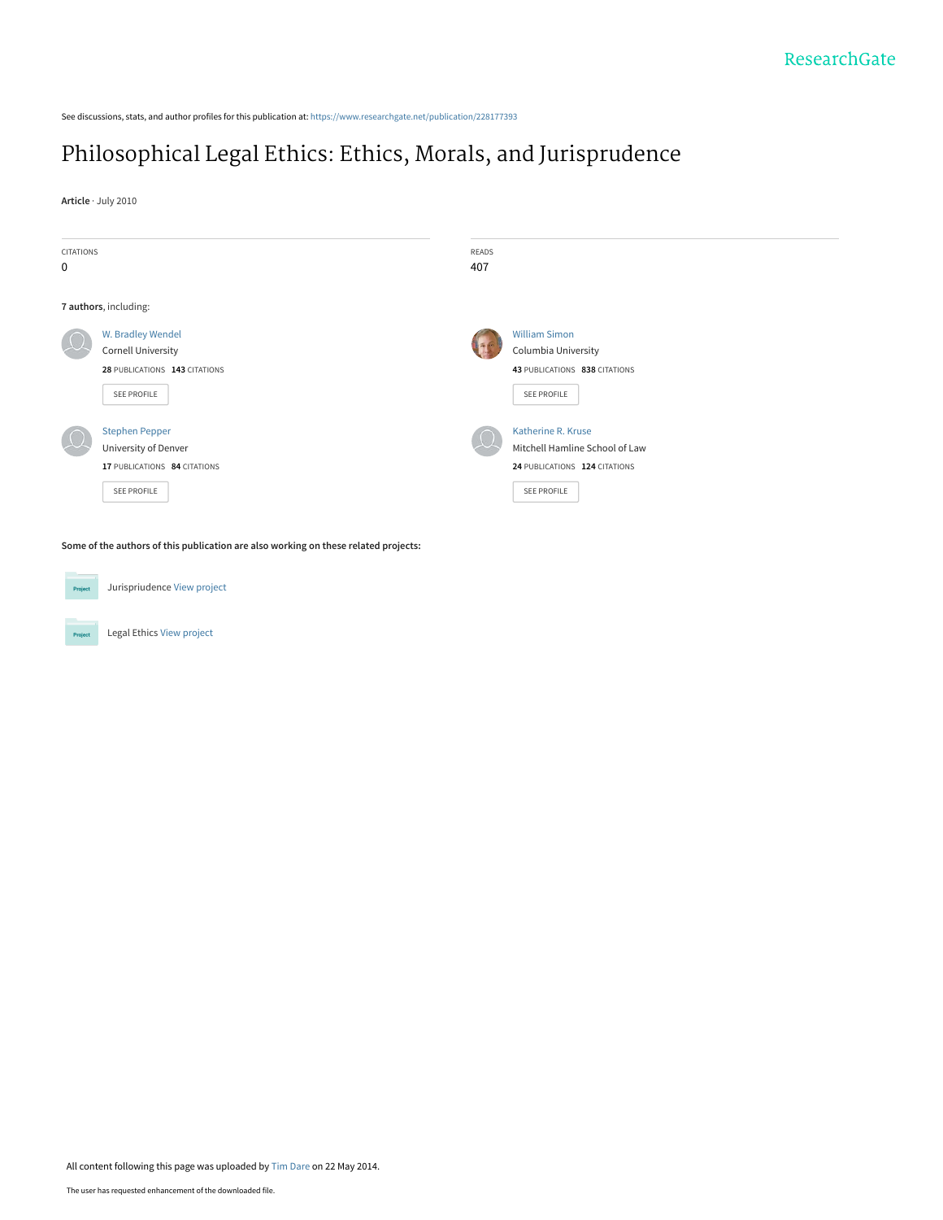See discussions, stats, and author profiles for this publication at: https://www.researchgate.net/publication/228177393

# Philosophical Legal Ethics: Ethics, Morals, and Jurisprudence

**Article** · July 2010

CITATIONS
0

READS
407

**7 authors**, including:

W. Bradley Wendel
Cornell University
**28** PUBLICATIONS **143** CITATIONS
SEE PROFILE

William Simon
Columbia University
**43** PUBLICATIONS **838** CITATIONS
SEE PROFILE

Stephen Pepper
University of Denver
**17** PUBLICATIONS **84** CITATIONS
SEE PROFILE

Katherine R. Kruse
Mitchell Hamline School of Law
**24** PUBLICATIONS **124** CITATIONS
SEE PROFILE

**Some of the authors of this publication are also working on these related projects:**

Jurispriudence View project

Legal Ethics View project

All content following this page was uploaded by Tim Dare on 22 May 2014.

The user has requested enhancement of the downloaded file.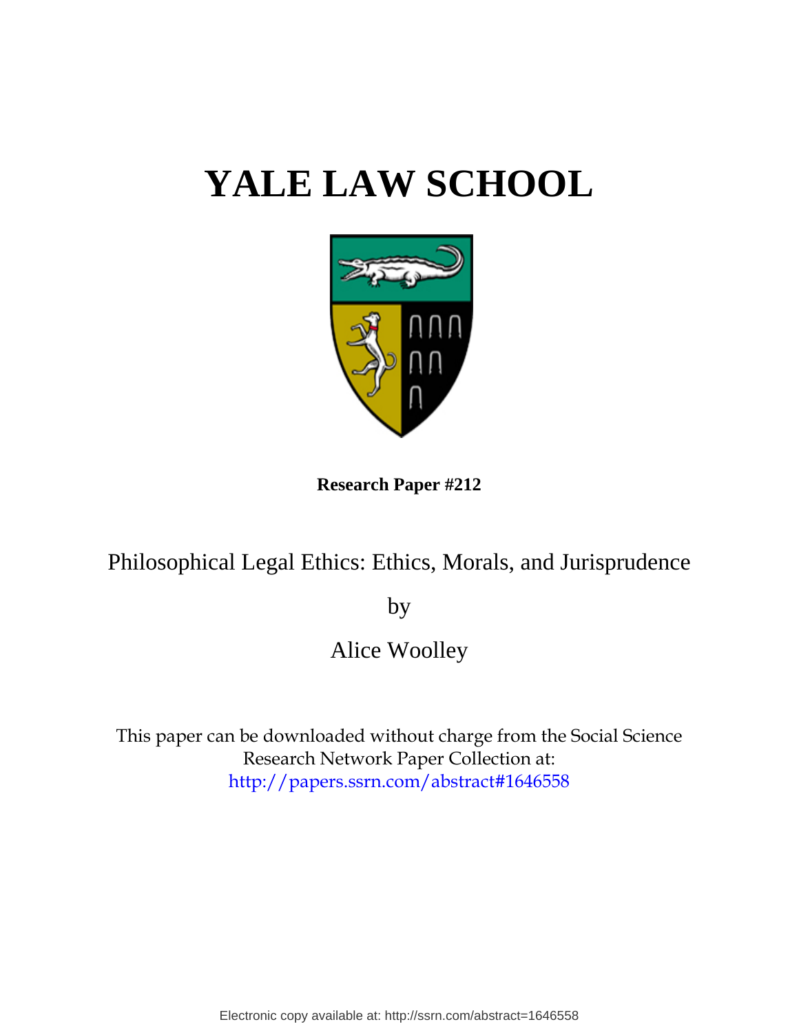# YALE LAW SCHOOL

**Research Paper #212**

Philosophical Legal Ethics: Ethics, Morals, and Jurisprudence

by

Alice Woolley

This paper can be downloaded without charge from the Social Science Research Network Paper Collection at:
http://papers.ssrn.com/abstract#1646558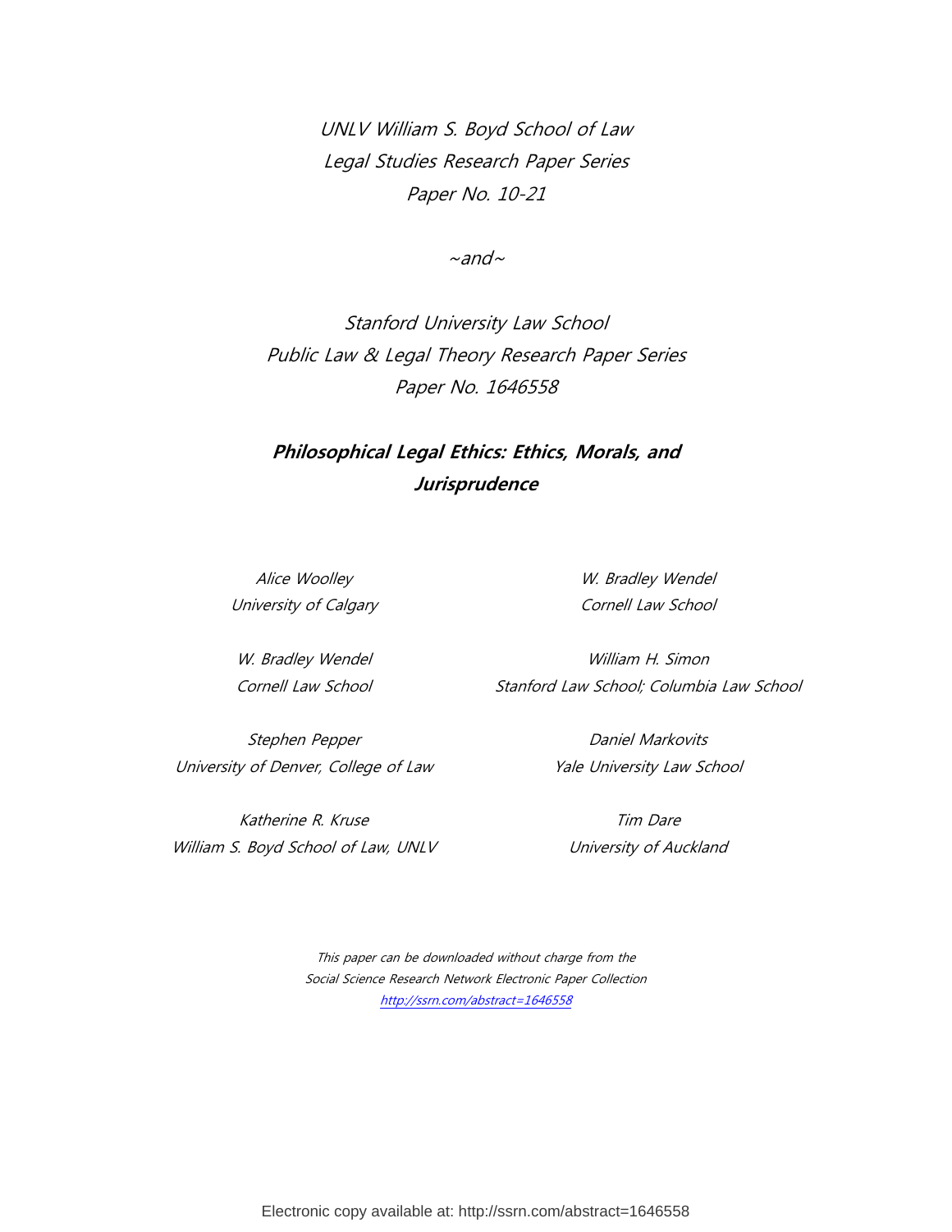*UNLV William S. Boyd School of Law*
*Legal Studies Research Paper Series*
*Paper No. 10-21*

*~and~*

*Stanford University Law School*
*Public Law & Legal Theory Research Paper Series*
*Paper No. 1646558*

# *Philosophical Legal Ethics: Ethics, Morals, and Jurisprudence*

*Alice Woolley*
*University of Calgary*

*W. Bradley Wendel*
*Cornell Law School*

*W. Bradley Wendel*
*Cornell Law School*

*William H. Simon*
*Stanford Law School; Columbia Law School*

*Stephen Pepper*
*University of Denver, College of Law*

*Daniel Markovits*
*Yale University Law School*

*Katherine R. Kruse*
*William S. Boyd School of Law, UNLV*

*Tim Dare*
*University of Auckland*

*This paper can be downloaded without charge from the*
*Social Science Research Network Electronic Paper Collection*
*http://ssrn.com/abstract=1646558*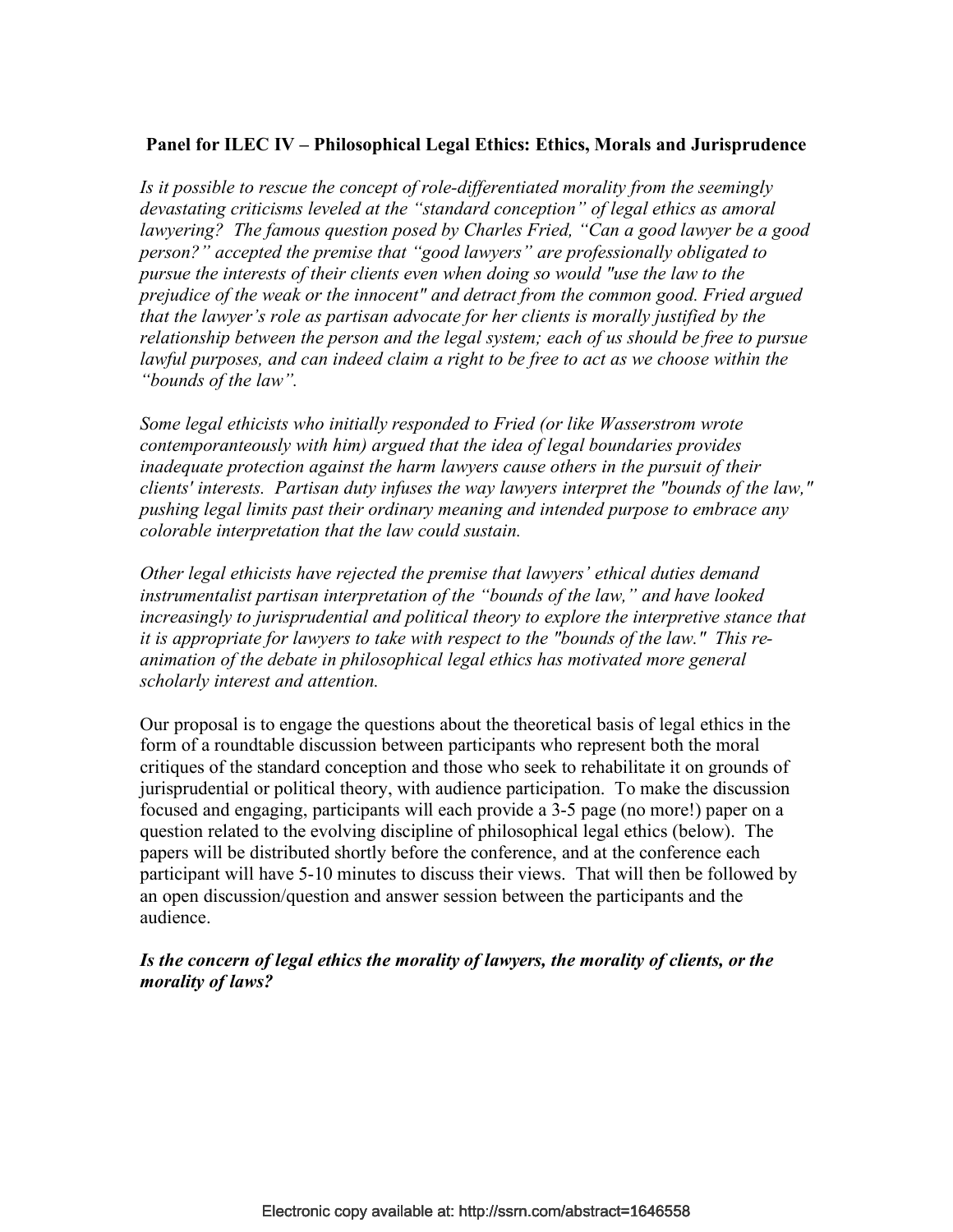**Panel for ILEC IV – Philosophical Legal Ethics: Ethics, Morals and Jurisprudence**

*Is it possible to rescue the concept of role-differentiated morality from the seemingly devastating criticisms leveled at the "standard conception" of legal ethics as amoral lawyering? The famous question posed by Charles Fried, "Can a good lawyer be a good person?" accepted the premise that "good lawyers" are professionally obligated to pursue the interests of their clients even when doing so would "use the law to the prejudice of the weak or the innocent" and detract from the common good. Fried argued that the lawyer's role as partisan advocate for her clients is morally justified by the relationship between the person and the legal system; each of us should be free to pursue lawful purposes, and can indeed claim a right to be free to act as we choose within the "bounds of the law".*

*Some legal ethicists who initially responded to Fried (or like Wasserstrom wrote contemporaneously with him) argued that the idea of legal boundaries provides inadequate protection against the harm lawyers cause others in the pursuit of their clients' interests. Partisan duty infuses the way lawyers interpret the "bounds of the law," pushing legal limits past their ordinary meaning and intended purpose to embrace any colorable interpretation that the law could sustain.*

*Other legal ethicists have rejected the premise that lawyers' ethical duties demand instrumentalist partisan interpretation of the "bounds of the law," and have looked increasingly to jurisprudential and political theory to explore the interpretive stance that it is appropriate for lawyers to take with respect to the "bounds of the law." This re-animation of the debate in philosophical legal ethics has motivated more general scholarly interest and attention.*

Our proposal is to engage the questions about the theoretical basis of legal ethics in the form of a roundtable discussion between participants who represent both the moral critiques of the standard conception and those who seek to rehabilitate it on grounds of jurisprudential or political theory, with audience participation. To make the discussion focused and engaging, participants will each provide a 3-5 page (no more!) paper on a question related to the evolving discipline of philosophical legal ethics (below). The papers will be distributed shortly before the conference, and at the conference each participant will have 5-10 minutes to discuss their views. That will then be followed by an open discussion/question and answer session between the participants and the audience.

***Is the concern of legal ethics the morality of lawyers, the morality of clients, or the morality of laws?***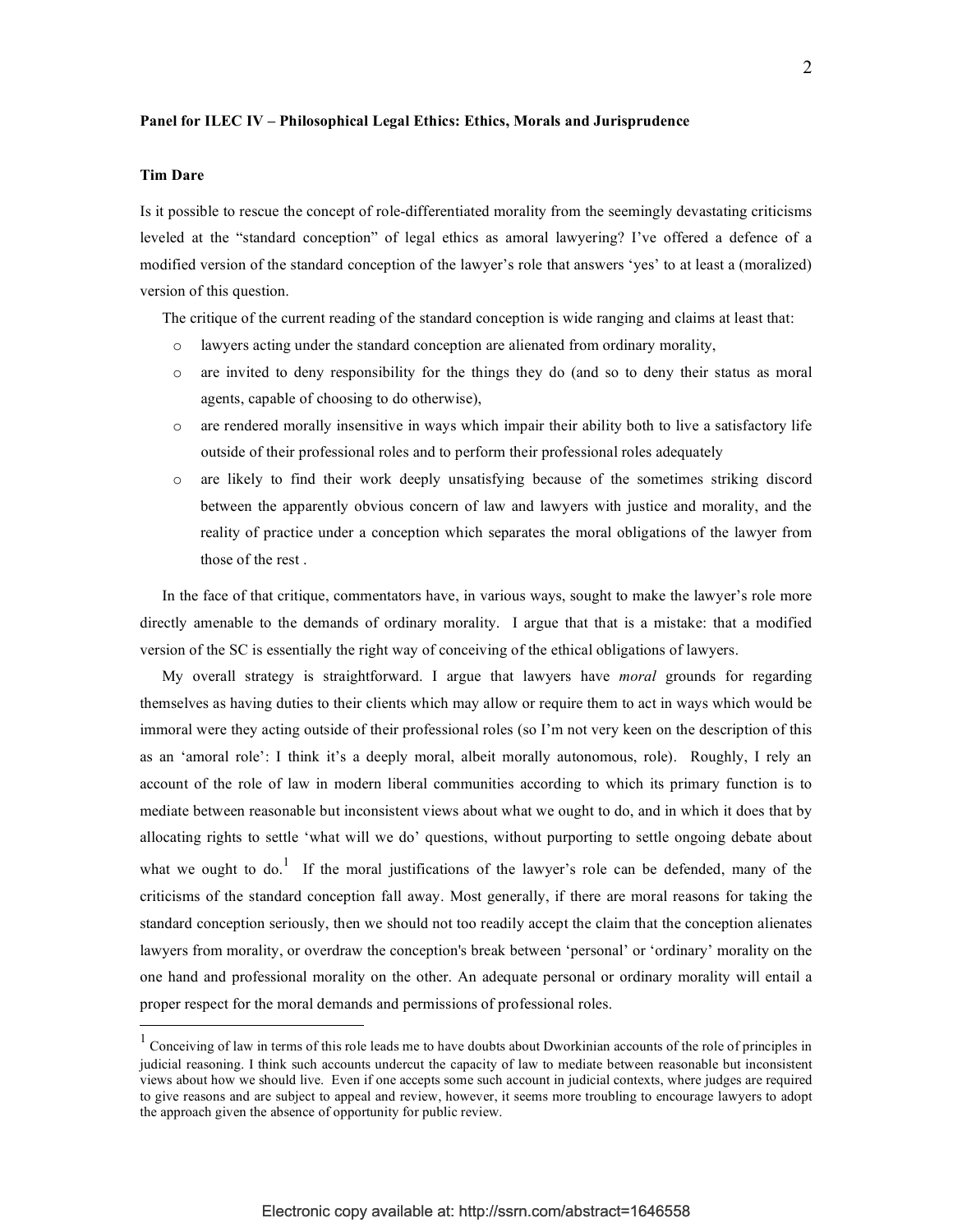**Panel for ILEC IV – Philosophical Legal Ethics: Ethics, Morals and Jurisprudence**

**Tim Dare**

Is it possible to rescue the concept of role-differentiated morality from the seemingly devastating criticisms leveled at the "standard conception" of legal ethics as amoral lawyering? I've offered a defence of a modified version of the standard conception of the lawyer's role that answers 'yes' to at least a (moralized) version of this question.

The critique of the current reading of the standard conception is wide ranging and claims at least that:

- lawyers acting under the standard conception are alienated from ordinary morality,
- are invited to deny responsibility for the things they do (and so to deny their status as moral agents, capable of choosing to do otherwise),
- are rendered morally insensitive in ways which impair their ability both to live a satisfactory life outside of their professional roles and to perform their professional roles adequately
- are likely to find their work deeply unsatisfying because of the sometimes striking discord between the apparently obvious concern of law and lawyers with justice and morality, and the reality of practice under a conception which separates the moral obligations of the lawyer from those of the rest .

In the face of that critique, commentators have, in various ways, sought to make the lawyer's role more directly amenable to the demands of ordinary morality. I argue that that is a mistake: that a modified version of the SC is essentially the right way of conceiving of the ethical obligations of lawyers.

My overall strategy is straightforward. I argue that lawyers have *moral* grounds for regarding themselves as having duties to their clients which may allow or require them to act in ways which would be immoral were they acting outside of their professional roles (so I'm not very keen on the description of this as an 'amoral role': I think it's a deeply moral, albeit morally autonomous, role). Roughly, I rely an account of the role of law in modern liberal communities according to which its primary function is to mediate between reasonable but inconsistent views about what we ought to do, and in which it does that by allocating rights to settle 'what will we do' questions, without purporting to settle ongoing debate about what we ought to do.[1] If the moral justifications of the lawyer's role can be defended, many of the criticisms of the standard conception fall away. Most generally, if there are moral reasons for taking the standard conception seriously, then we should not too readily accept the claim that the conception alienates lawyers from morality, or overdraw the conception's break between 'personal' or 'ordinary' morality on the one hand and professional morality on the other. An adequate personal or ordinary morality will entail a proper respect for the moral demands and permissions of professional roles.

---

[1] Conceiving of law in terms of this role leads me to have doubts about Dworkinian accounts of the role of principles in judicial reasoning. I think such accounts undercut the capacity of law to mediate between reasonable but inconsistent views about how we should live. Even if one accepts some such account in judicial contexts, where judges are required to give reasons and are subject to appeal and review, however, it seems more troubling to encourage lawyers to adopt the approach given the absence of opportunity for public review.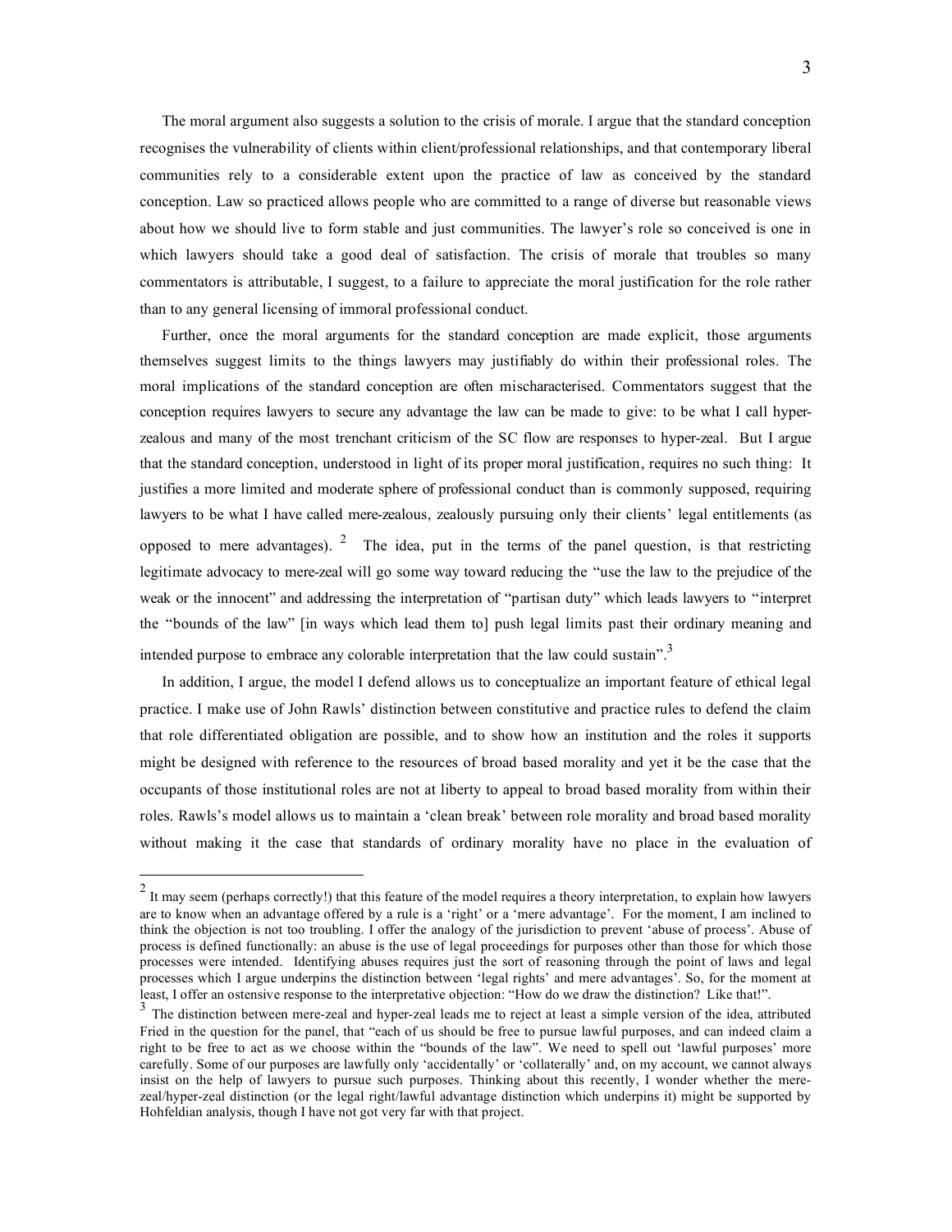The moral argument also suggests a solution to the crisis of morale. I argue that the standard conception recognises the vulnerability of clients within client/professional relationships, and that contemporary liberal communities rely to a considerable extent upon the practice of law as conceived by the standard conception. Law so practiced allows people who are committed to a range of diverse but reasonable views about how we should live to form stable and just communities. The lawyer's role so conceived is one in which lawyers should take a good deal of satisfaction. The crisis of morale that troubles so many commentators is attributable, I suggest, to a failure to appreciate the moral justification for the role rather than to any general licensing of immoral professional conduct.

Further, once the moral arguments for the standard conception are made explicit, those arguments themselves suggest limits to the things lawyers may justifiably do within their professional roles. The moral implications of the standard conception are often mischaracterised. Commentators suggest that the conception requires lawyers to secure any advantage the law can be made to give: to be what I call hyper-zealous and many of the most trenchant criticism of the SC flow are responses to hyper-zeal. But I argue that the standard conception, understood in light of its proper moral justification, requires no such thing: It justifies a more limited and moderate sphere of professional conduct than is commonly supposed, requiring lawyers to be what I have called mere-zealous, zealously pursuing only their clients' legal entitlements (as opposed to mere advantages). [2] The idea, put in the terms of the panel question, is that restricting legitimate advocacy to mere-zeal will go some way toward reducing the "use the law to the prejudice of the weak or the innocent" and addressing the interpretation of "partisan duty" which leads lawyers to "interpret the "bounds of the law" [in ways which lead them to] push legal limits past their ordinary meaning and intended purpose to embrace any colorable interpretation that the law could sustain".[3]

In addition, I argue, the model I defend allows us to conceptualize an important feature of ethical legal practice. I make use of John Rawls' distinction between constitutive and practice rules to defend the claim that role differentiated obligation are possible, and to show how an institution and the roles it supports might be designed with reference to the resources of broad based morality and yet it be the case that the occupants of those institutional roles are not at liberty to appeal to broad based morality from within their roles. Rawls's model allows us to maintain a 'clean break' between role morality and broad based morality without making it the case that standards of ordinary morality have no place in the evaluation of

---

[2] It may seem (perhaps correctly!) that this feature of the model requires a theory interpretation, to explain how lawyers are to know when an advantage offered by a rule is a 'right' or a 'mere advantage'. For the moment, I am inclined to think the objection is not too troubling. I offer the analogy of the jurisdiction to prevent 'abuse of process'. Abuse of process is defined functionally: an abuse is the use of legal proceedings for purposes other than those for which those processes were intended. Identifying abuses requires just the sort of reasoning through the point of laws and legal processes which I argue underpins the distinction between 'legal rights' and mere advantages'. So, for the moment at least, I offer an ostensive response to the interpretative objection: "How do we draw the distinction? Like that!".

[3] The distinction between mere-zeal and hyper-zeal leads me to reject at least a simple version of the idea, attributed Fried in the question for the panel, that "each of us should be free to pursue lawful purposes, and can indeed claim a right to be free to act as we choose within the "bounds of the law". We need to spell out 'lawful purposes' more carefully. Some of our purposes are lawfully only 'accidentally' or 'collaterally' and, on my account, we cannot always insist on the help of lawyers to pursue such purposes. Thinking about this recently, I wonder whether the mere-zeal/hyper-zeal distinction (or the legal right/lawful advantage distinction which underpins it) might be supported by Hohfeldian analysis, though I have not got very far with that project.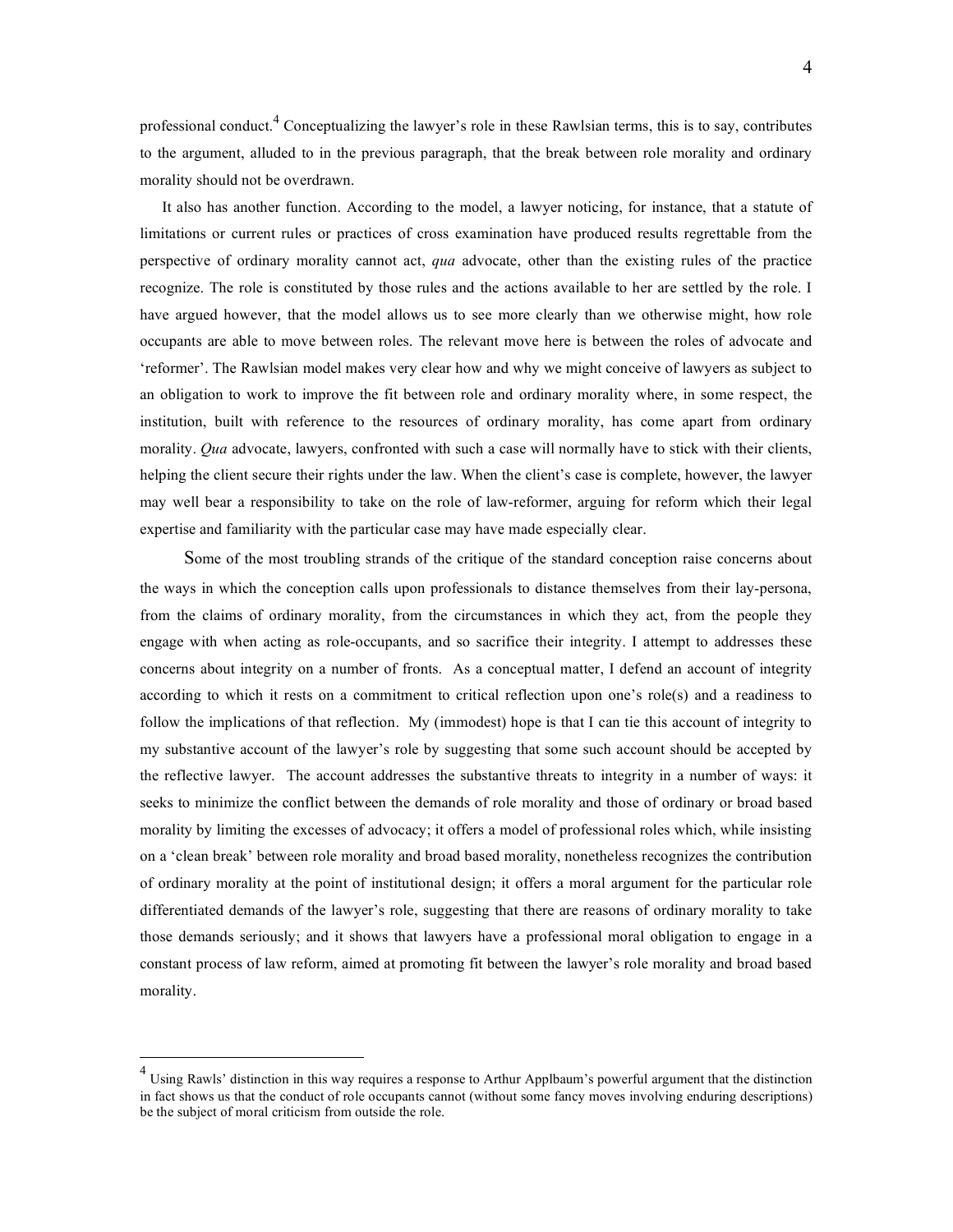professional conduct.[4] Conceptualizing the lawyer's role in these Rawlsian terms, this is to say, contributes to the argument, alluded to in the previous paragraph, that the break between role morality and ordinary morality should not be overdrawn.

It also has another function. According to the model, a lawyer noticing, for instance, that a statute of limitations or current rules or practices of cross examination have produced results regrettable from the perspective of ordinary morality cannot act, *qua* advocate, other than the existing rules of the practice recognize. The role is constituted by those rules and the actions available to her are settled by the role. I have argued however, that the model allows us to see more clearly than we otherwise might, how role occupants are able to move between roles. The relevant move here is between the roles of advocate and 'reformer'. The Rawlsian model makes very clear how and why we might conceive of lawyers as subject to an obligation to work to improve the fit between role and ordinary morality where, in some respect, the institution, built with reference to the resources of ordinary morality, has come apart from ordinary morality. *Qua* advocate, lawyers, confronted with such a case will normally have to stick with their clients, helping the client secure their rights under the law. When the client's case is complete, however, the lawyer may well bear a responsibility to take on the role of law-reformer, arguing for reform which their legal expertise and familiarity with the particular case may have made especially clear.

Some of the most troubling strands of the critique of the standard conception raise concerns about the ways in which the conception calls upon professionals to distance themselves from their lay-persona, from the claims of ordinary morality, from the circumstances in which they act, from the people they engage with when acting as role-occupants, and so sacrifice their integrity. I attempt to addresses these concerns about integrity on a number of fronts. As a conceptual matter, I defend an account of integrity according to which it rests on a commitment to critical reflection upon one's role(s) and a readiness to follow the implications of that reflection. My (immodest) hope is that I can tie this account of integrity to my substantive account of the lawyer's role by suggesting that some such account should be accepted by the reflective lawyer. The account addresses the substantive threats to integrity in a number of ways: it seeks to minimize the conflict between the demands of role morality and those of ordinary or broad based morality by limiting the excesses of advocacy; it offers a model of professional roles which, while insisting on a 'clean break' between role morality and broad based morality, nonetheless recognizes the contribution of ordinary morality at the point of institutional design; it offers a moral argument for the particular role differentiated demands of the lawyer's role, suggesting that there are reasons of ordinary morality to take those demands seriously; and it shows that lawyers have a professional moral obligation to engage in a constant process of law reform, aimed at promoting fit between the lawyer's role morality and broad based morality.

[4] Using Rawls' distinction in this way requires a response to Arthur Applbaum's powerful argument that the distinction in fact shows us that the conduct of role occupants cannot (without some fancy moves involving enduring descriptions) be the subject of moral criticism from outside the role.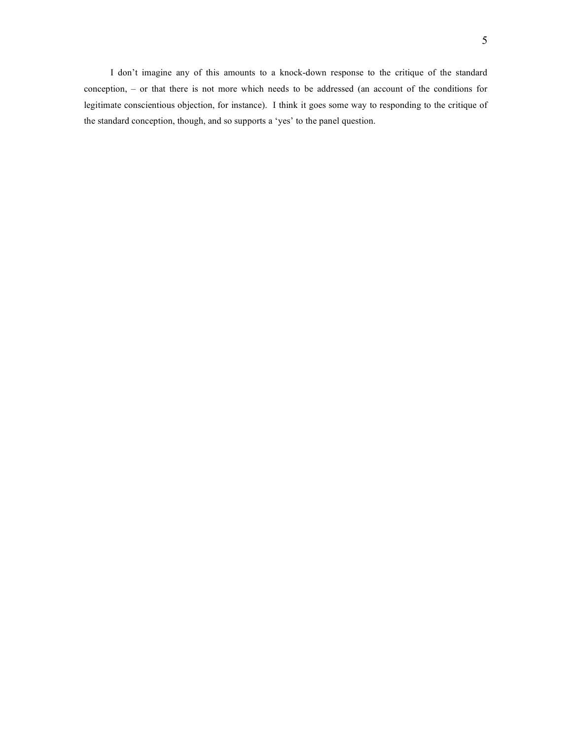I don't imagine any of this amounts to a knock-down response to the critique of the standard conception, – or that there is not more which needs to be addressed (an account of the conditions for legitimate conscientious objection, for instance). I think it goes some way to responding to the critique of the standard conception, though, and so supports a 'yes' to the panel question.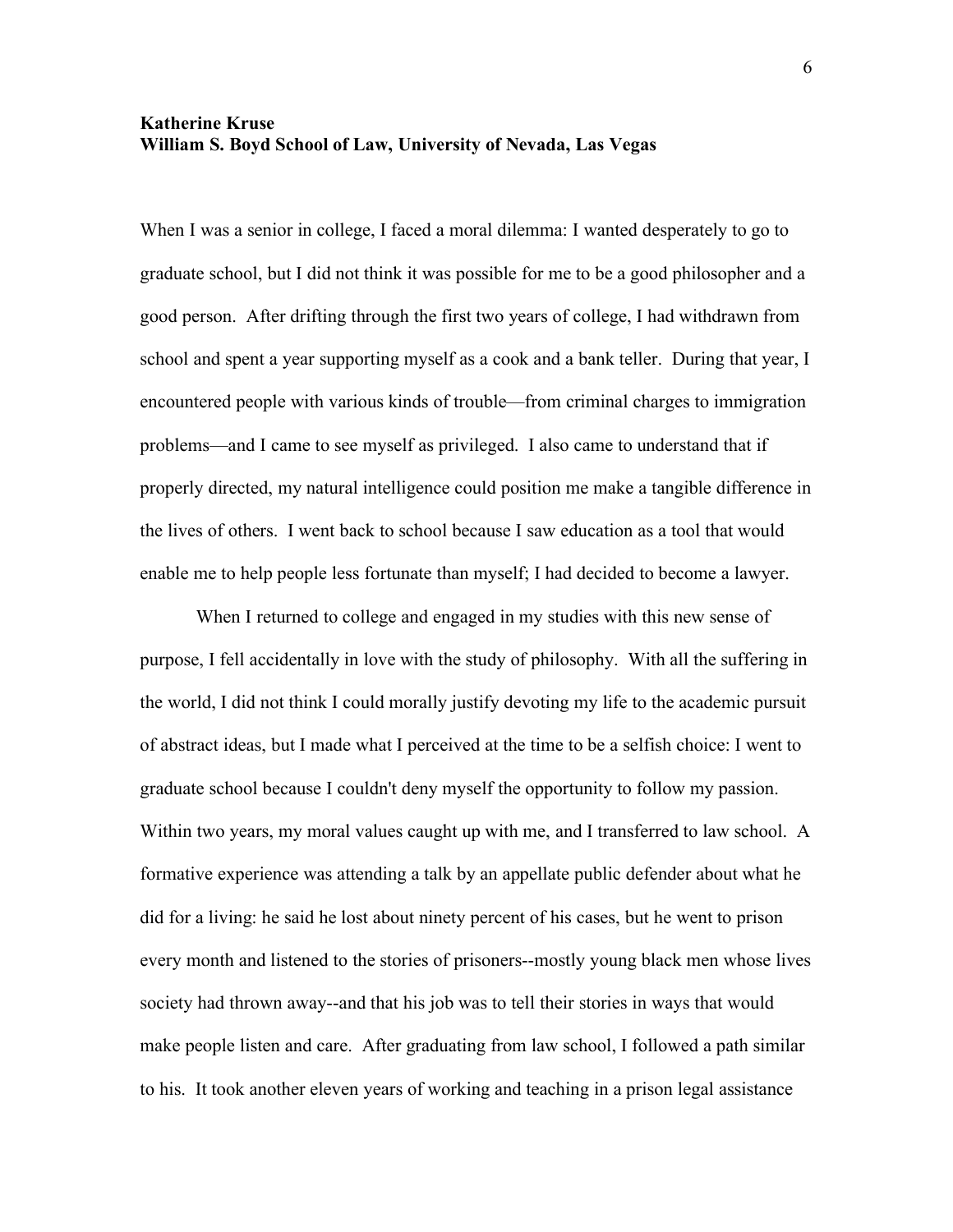**Katherine Kruse**
**William S. Boyd School of Law, University of Nevada, Las Vegas**

When I was a senior in college, I faced a moral dilemma: I wanted desperately to go to graduate school, but I did not think it was possible for me to be a good philosopher and a good person. After drifting through the first two years of college, I had withdrawn from school and spent a year supporting myself as a cook and a bank teller. During that year, I encountered people with various kinds of trouble—from criminal charges to immigration problems—and I came to see myself as privileged. I also came to understand that if properly directed, my natural intelligence could position me make a tangible difference in the lives of others. I went back to school because I saw education as a tool that would enable me to help people less fortunate than myself; I had decided to become a lawyer.

When I returned to college and engaged in my studies with this new sense of purpose, I fell accidentally in love with the study of philosophy. With all the suffering in the world, I did not think I could morally justify devoting my life to the academic pursuit of abstract ideas, but I made what I perceived at the time to be a selfish choice: I went to graduate school because I couldn't deny myself the opportunity to follow my passion. Within two years, my moral values caught up with me, and I transferred to law school. A formative experience was attending a talk by an appellate public defender about what he did for a living: he said he lost about ninety percent of his cases, but he went to prison every month and listened to the stories of prisoners--mostly young black men whose lives society had thrown away--and that his job was to tell their stories in ways that would make people listen and care. After graduating from law school, I followed a path similar to his. It took another eleven years of working and teaching in a prison legal assistance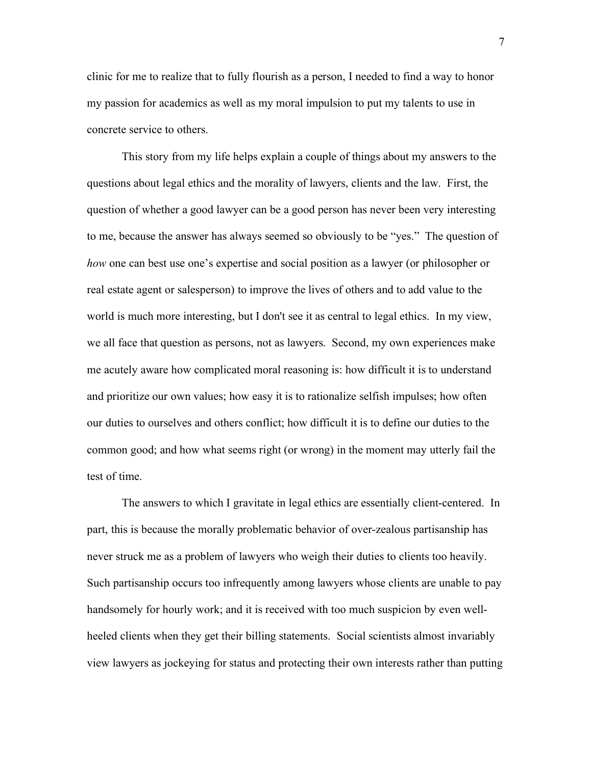clinic for me to realize that to fully flourish as a person, I needed to find a way to honor my passion for academics as well as my moral impulsion to put my talents to use in concrete service to others.

This story from my life helps explain a couple of things about my answers to the questions about legal ethics and the morality of lawyers, clients and the law. First, the question of whether a good lawyer can be a good person has never been very interesting to me, because the answer has always seemed so obviously to be "yes." The question of *how* one can best use one's expertise and social position as a lawyer (or philosopher or real estate agent or salesperson) to improve the lives of others and to add value to the world is much more interesting, but I don't see it as central to legal ethics. In my view, we all face that question as persons, not as lawyers. Second, my own experiences make me acutely aware how complicated moral reasoning is: how difficult it is to understand and prioritize our own values; how easy it is to rationalize selfish impulses; how often our duties to ourselves and others conflict; how difficult it is to define our duties to the common good; and how what seems right (or wrong) in the moment may utterly fail the test of time.

The answers to which I gravitate in legal ethics are essentially client-centered. In part, this is because the morally problematic behavior of over-zealous partisanship has never struck me as a problem of lawyers who weigh their duties to clients too heavily. Such partisanship occurs too infrequently among lawyers whose clients are unable to pay handsomely for hourly work; and it is received with too much suspicion by even well-heeled clients when they get their billing statements. Social scientists almost invariably view lawyers as jockeying for status and protecting their own interests rather than putting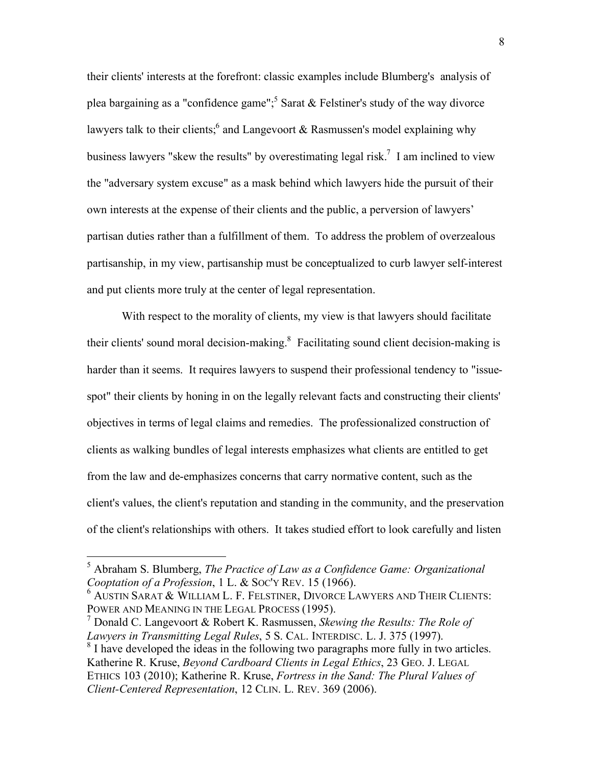their clients' interests at the forefront: classic examples include Blumberg's analysis of plea bargaining as a "confidence game";[5] Sarat & Felstiner's study of the way divorce lawyers talk to their clients;[6] and Langevoort & Rasmussen's model explaining why business lawyers "skew the results" by overestimating legal risk.[7] I am inclined to view the "adversary system excuse" as a mask behind which lawyers hide the pursuit of their own interests at the expense of their clients and the public, a perversion of lawyers' partisan duties rather than a fulfillment of them. To address the problem of overzealous partisanship, in my view, partisanship must be conceptualized to curb lawyer self-interest and put clients more truly at the center of legal representation.

With respect to the morality of clients, my view is that lawyers should facilitate their clients' sound moral decision-making.[8] Facilitating sound client decision-making is harder than it seems. It requires lawyers to suspend their professional tendency to "issue-spot" their clients by honing in on the legally relevant facts and constructing their clients' objectives in terms of legal claims and remedies. The professionalized construction of clients as walking bundles of legal interests emphasizes what clients are entitled to get from the law and de-emphasizes concerns that carry normative content, such as the client's values, the client's reputation and standing in the community, and the preservation of the client's relationships with others. It takes studied effort to look carefully and listen

---

[5] Abraham S. Blumberg, *The Practice of Law as a Confidence Game: Organizational Cooptation of a Profession*, 1 L. & SOC'Y REV. 15 (1966).

[6] AUSTIN SARAT & WILLIAM L. F. FELSTINER, DIVORCE LAWYERS AND THEIR CLIENTS: POWER AND MEANING IN THE LEGAL PROCESS (1995).

[7] Donald C. Langevoort & Robert K. Rasmussen, *Skewing the Results: The Role of Lawyers in Transmitting Legal Rules*, 5 S. CAL. INTERDISC. L. J. 375 (1997).

[8] I have developed the ideas in the following two paragraphs more fully in two articles. Katherine R. Kruse, *Beyond Cardboard Clients in Legal Ethics*, 23 GEO. J. LEGAL ETHICS 103 (2010); Katherine R. Kruse, *Fortress in the Sand: The Plural Values of Client-Centered Representation*, 12 CLIN. L. REV. 369 (2006).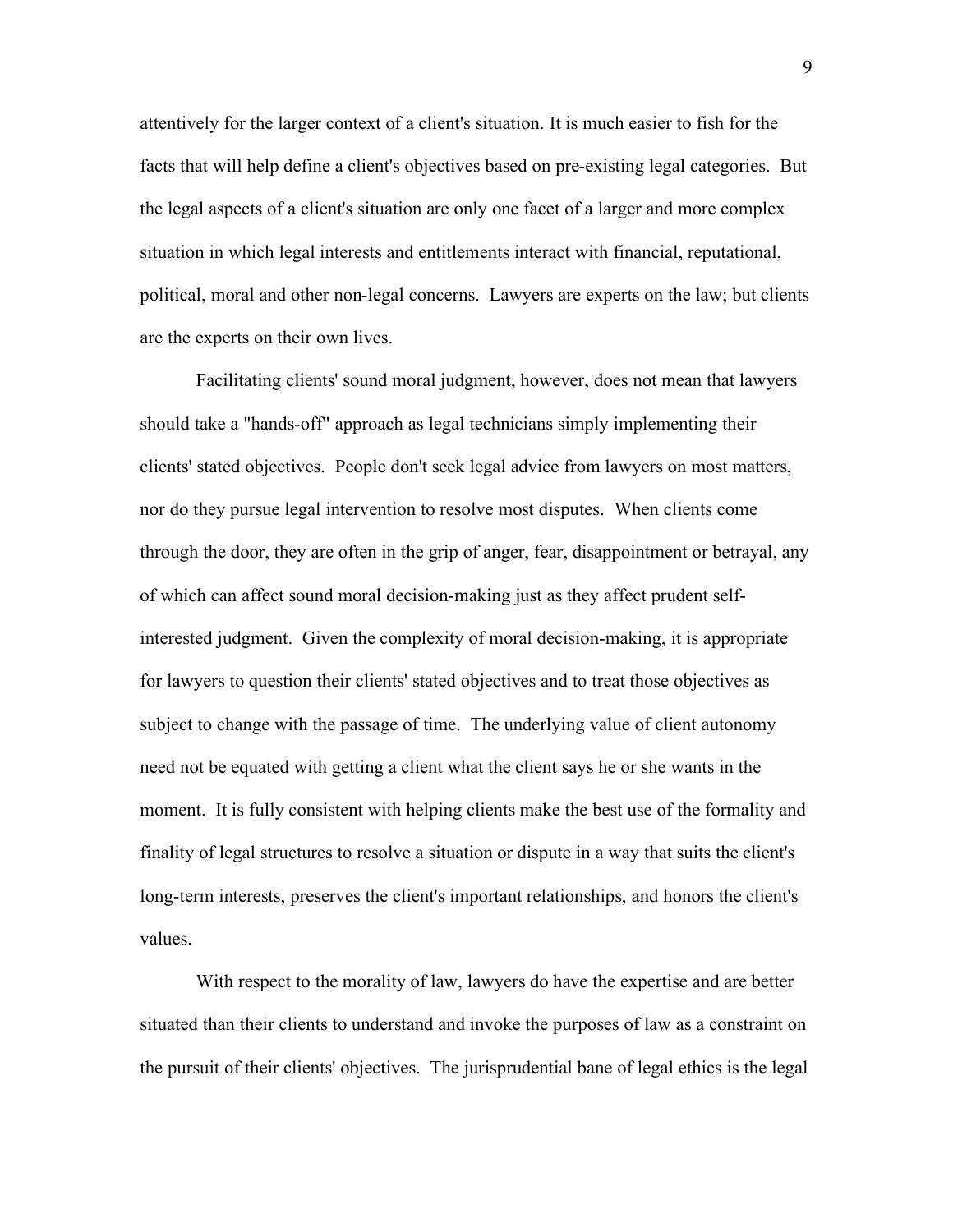attentively for the larger context of a client's situation. It is much easier to fish for the facts that will help define a client's objectives based on pre-existing legal categories. But the legal aspects of a client's situation are only one facet of a larger and more complex situation in which legal interests and entitlements interact with financial, reputational, political, moral and other non-legal concerns. Lawyers are experts on the law; but clients are the experts on their own lives.

Facilitating clients' sound moral judgment, however, does not mean that lawyers should take a "hands-off" approach as legal technicians simply implementing their clients' stated objectives. People don't seek legal advice from lawyers on most matters, nor do they pursue legal intervention to resolve most disputes. When clients come through the door, they are often in the grip of anger, fear, disappointment or betrayal, any of which can affect sound moral decision-making just as they affect prudent self-interested judgment. Given the complexity of moral decision-making, it is appropriate for lawyers to question their clients' stated objectives and to treat those objectives as subject to change with the passage of time. The underlying value of client autonomy need not be equated with getting a client what the client says he or she wants in the moment. It is fully consistent with helping clients make the best use of the formality and finality of legal structures to resolve a situation or dispute in a way that suits the client's long-term interests, preserves the client's important relationships, and honors the client's values.

With respect to the morality of law, lawyers do have the expertise and are better situated than their clients to understand and invoke the purposes of law as a constraint on the pursuit of their clients' objectives. The jurisprudential bane of legal ethics is the legal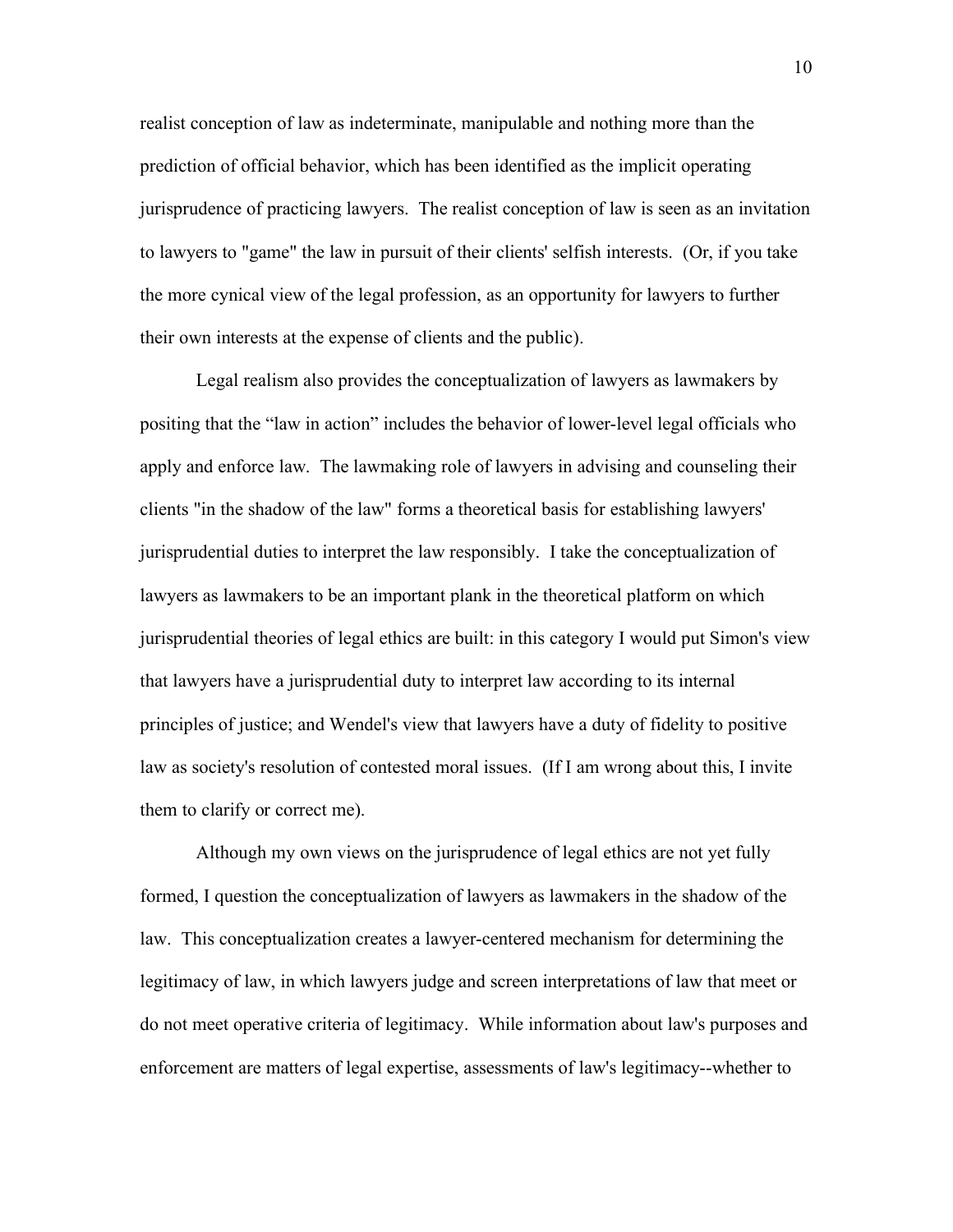realist conception of law as indeterminate, manipulable and nothing more than the prediction of official behavior, which has been identified as the implicit operating jurisprudence of practicing lawyers. The realist conception of law is seen as an invitation to lawyers to "game" the law in pursuit of their clients' selfish interests. (Or, if you take the more cynical view of the legal profession, as an opportunity for lawyers to further their own interests at the expense of clients and the public).

Legal realism also provides the conceptualization of lawyers as lawmakers by positing that the "law in action" includes the behavior of lower-level legal officials who apply and enforce law. The lawmaking role of lawyers in advising and counseling their clients "in the shadow of the law" forms a theoretical basis for establishing lawyers' jurisprudential duties to interpret the law responsibly. I take the conceptualization of lawyers as lawmakers to be an important plank in the theoretical platform on which jurisprudential theories of legal ethics are built: in this category I would put Simon's view that lawyers have a jurisprudential duty to interpret law according to its internal principles of justice; and Wendel's view that lawyers have a duty of fidelity to positive law as society's resolution of contested moral issues. (If I am wrong about this, I invite them to clarify or correct me).

Although my own views on the jurisprudence of legal ethics are not yet fully formed, I question the conceptualization of lawyers as lawmakers in the shadow of the law. This conceptualization creates a lawyer-centered mechanism for determining the legitimacy of law, in which lawyers judge and screen interpretations of law that meet or do not meet operative criteria of legitimacy. While information about law's purposes and enforcement are matters of legal expertise, assessments of law's legitimacy--whether to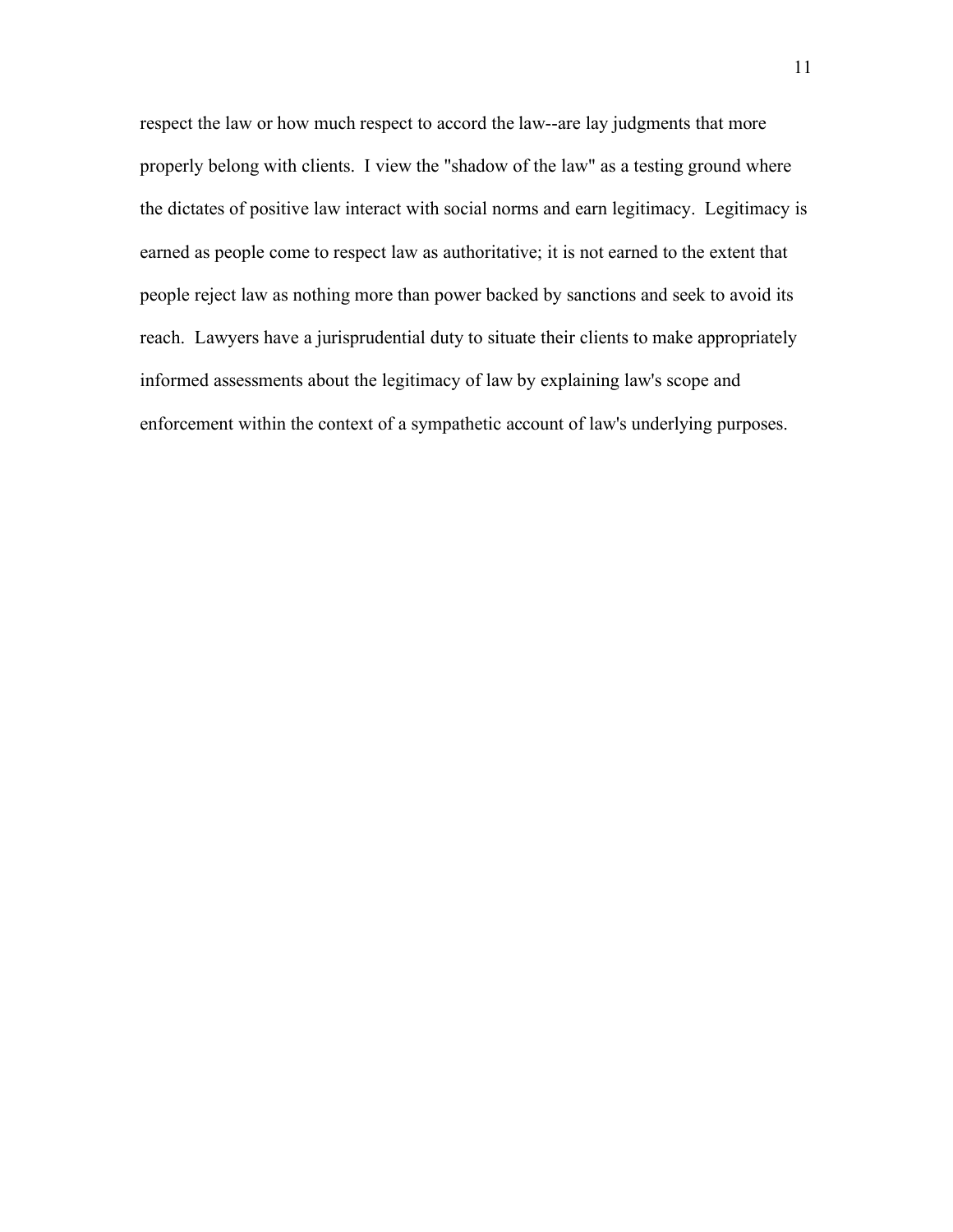respect the law or how much respect to accord the law--are lay judgments that more properly belong with clients. I view the "shadow of the law" as a testing ground where the dictates of positive law interact with social norms and earn legitimacy. Legitimacy is earned as people come to respect law as authoritative; it is not earned to the extent that people reject law as nothing more than power backed by sanctions and seek to avoid its reach. Lawyers have a jurisprudential duty to situate their clients to make appropriately informed assessments about the legitimacy of law by explaining law's scope and enforcement within the context of a sympathetic account of law's underlying purposes.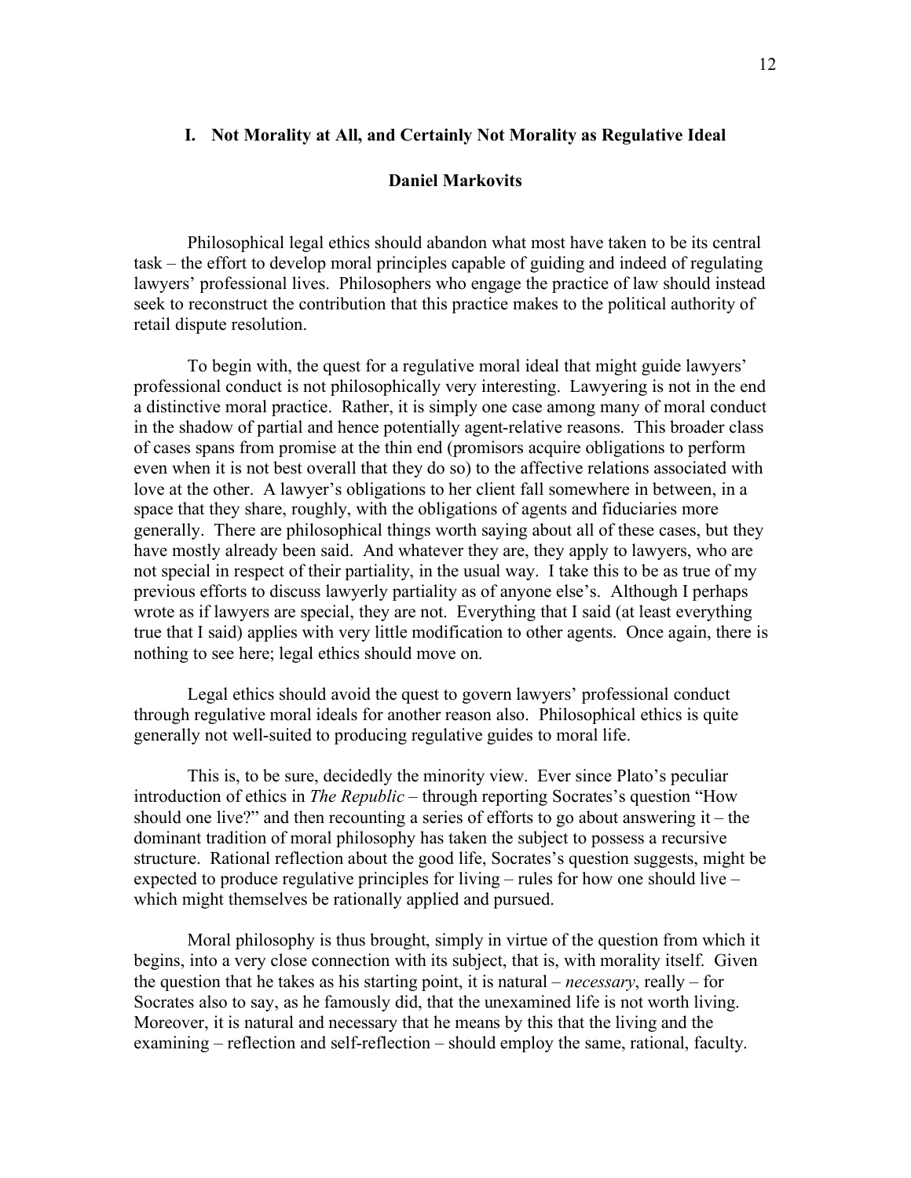## I. Not Morality at All, and Certainly Not Morality as Regulative Ideal

**Daniel Markovits**

Philosophical legal ethics should abandon what most have taken to be its central task – the effort to develop moral principles capable of guiding and indeed of regulating lawyers' professional lives. Philosophers who engage the practice of law should instead seek to reconstruct the contribution that this practice makes to the political authority of retail dispute resolution.

To begin with, the quest for a regulative moral ideal that might guide lawyers' professional conduct is not philosophically very interesting. Lawyering is not in the end a distinctive moral practice. Rather, it is simply one case among many of moral conduct in the shadow of partial and hence potentially agent-relative reasons. This broader class of cases spans from promise at the thin end (promisors acquire obligations to perform even when it is not best overall that they do so) to the affective relations associated with love at the other. A lawyer's obligations to her client fall somewhere in between, in a space that they share, roughly, with the obligations of agents and fiduciaries more generally. There are philosophical things worth saying about all of these cases, but they have mostly already been said. And whatever they are, they apply to lawyers, who are not special in respect of their partiality, in the usual way. I take this to be as true of my previous efforts to discuss lawyerly partiality as of anyone else's. Although I perhaps wrote as if lawyers are special, they are not. Everything that I said (at least everything true that I said) applies with very little modification to other agents. Once again, there is nothing to see here; legal ethics should move on.

Legal ethics should avoid the quest to govern lawyers' professional conduct through regulative moral ideals for another reason also. Philosophical ethics is quite generally not well-suited to producing regulative guides to moral life.

This is, to be sure, decidedly the minority view. Ever since Plato's peculiar introduction of ethics in *The Republic* – through reporting Socrates's question "How should one live?" and then recounting a series of efforts to go about answering it – the dominant tradition of moral philosophy has taken the subject to possess a recursive structure. Rational reflection about the good life, Socrates's question suggests, might be expected to produce regulative principles for living – rules for how one should live – which might themselves be rationally applied and pursued.

Moral philosophy is thus brought, simply in virtue of the question from which it begins, into a very close connection with its subject, that is, with morality itself. Given the question that he takes as his starting point, it is natural – *necessary*, really – for Socrates also to say, as he famously did, that the unexamined life is not worth living. Moreover, it is natural and necessary that he means by this that the living and the examining – reflection and self-reflection – should employ the same, rational, faculty.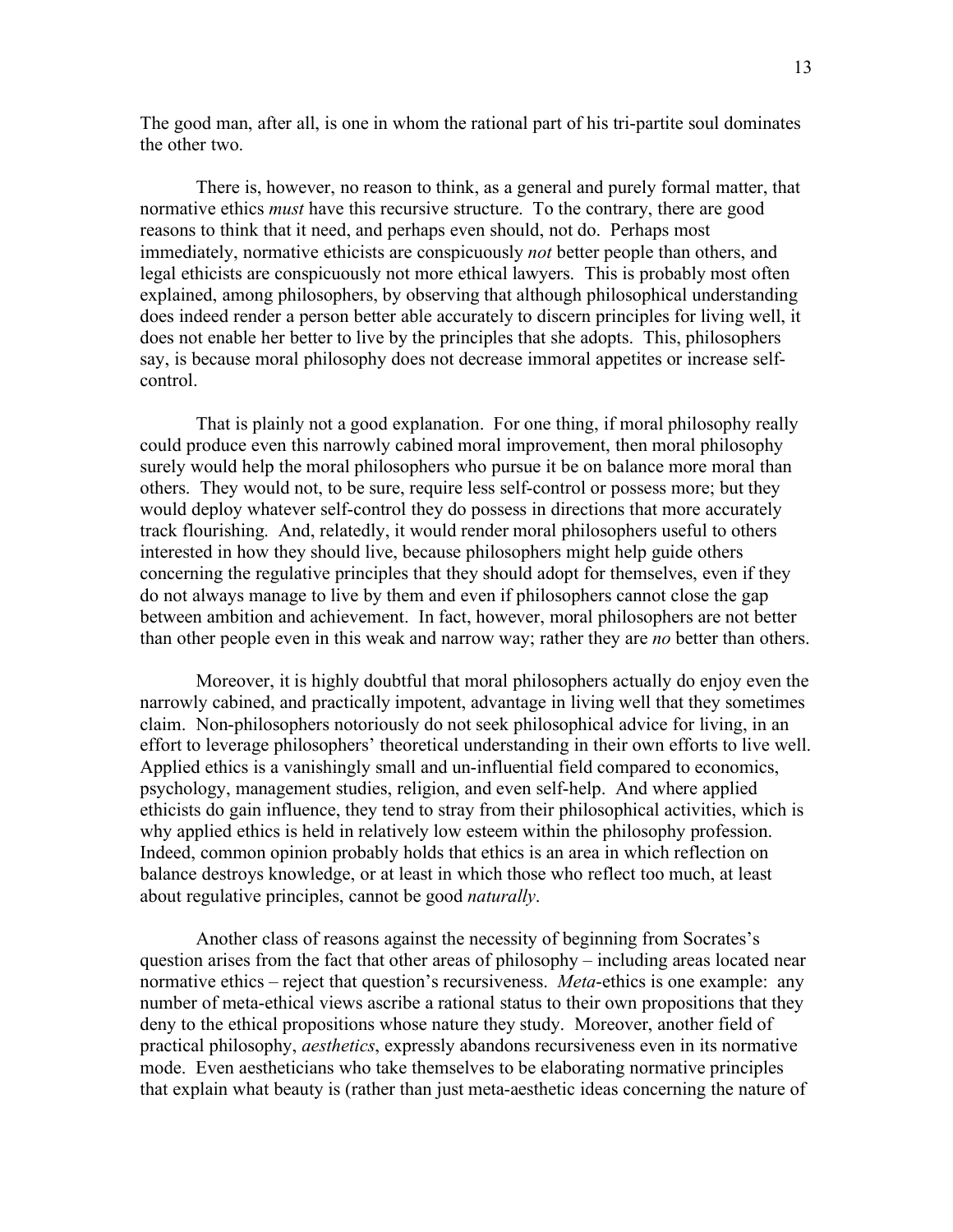The good man, after all, is one in whom the rational part of his tri-partite soul dominates the other two.

There is, however, no reason to think, as a general and purely formal matter, that normative ethics *must* have this recursive structure. To the contrary, there are good reasons to think that it need, and perhaps even should, not do. Perhaps most immediately, normative ethicists are conspicuously *not* better people than others, and legal ethicists are conspicuously not more ethical lawyers. This is probably most often explained, among philosophers, by observing that although philosophical understanding does indeed render a person better able accurately to discern principles for living well, it does not enable her better to live by the principles that she adopts. This, philosophers say, is because moral philosophy does not decrease immoral appetites or increase self-control.

That is plainly not a good explanation. For one thing, if moral philosophy really could produce even this narrowly cabined moral improvement, then moral philosophy surely would help the moral philosophers who pursue it be on balance more moral than others. They would not, to be sure, require less self-control or possess more; but they would deploy whatever self-control they do possess in directions that more accurately track flourishing. And, relatedly, it would render moral philosophers useful to others interested in how they should live, because philosophers might help guide others concerning the regulative principles that they should adopt for themselves, even if they do not always manage to live by them and even if philosophers cannot close the gap between ambition and achievement. In fact, however, moral philosophers are not better than other people even in this weak and narrow way; rather they are *no* better than others.

Moreover, it is highly doubtful that moral philosophers actually do enjoy even the narrowly cabined, and practically impotent, advantage in living well that they sometimes claim. Non-philosophers notoriously do not seek philosophical advice for living, in an effort to leverage philosophers' theoretical understanding in their own efforts to live well. Applied ethics is a vanishingly small and un-influential field compared to economics, psychology, management studies, religion, and even self-help. And where applied ethicists do gain influence, they tend to stray from their philosophical activities, which is why applied ethics is held in relatively low esteem within the philosophy profession. Indeed, common opinion probably holds that ethics is an area in which reflection on balance destroys knowledge, or at least in which those who reflect too much, at least about regulative principles, cannot be good *naturally*.

Another class of reasons against the necessity of beginning from Socrates's question arises from the fact that other areas of philosophy – including areas located near normative ethics – reject that question's recursiveness. *Meta*-ethics is one example: any number of meta-ethical views ascribe a rational status to their own propositions that they deny to the ethical propositions whose nature they study. Moreover, another field of practical philosophy, *aesthetics*, expressly abandons recursiveness even in its normative mode. Even aestheticians who take themselves to be elaborating normative principles that explain what beauty is (rather than just meta-aesthetic ideas concerning the nature of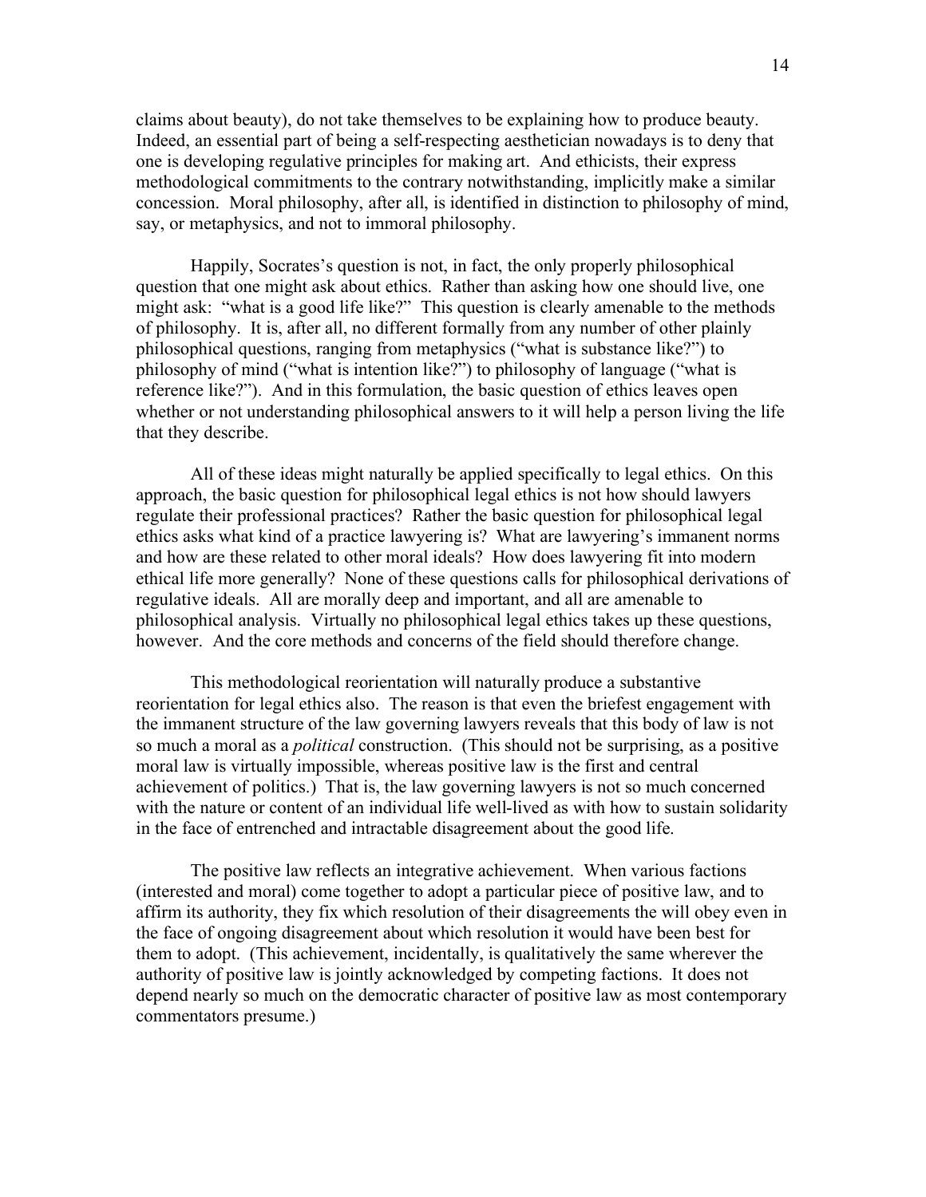claims about beauty), do not take themselves to be explaining how to produce beauty. Indeed, an essential part of being a self-respecting aesthetician nowadays is to deny that one is developing regulative principles for making art. And ethicists, their express methodological commitments to the contrary notwithstanding, implicitly make a similar concession. Moral philosophy, after all, is identified in distinction to philosophy of mind, say, or metaphysics, and not to immoral philosophy.

Happily, Socrates's question is not, in fact, the only properly philosophical question that one might ask about ethics. Rather than asking how one should live, one might ask: "what is a good life like?" This question is clearly amenable to the methods of philosophy. It is, after all, no different formally from any number of other plainly philosophical questions, ranging from metaphysics ("what is substance like?") to philosophy of mind ("what is intention like?") to philosophy of language ("what is reference like?"). And in this formulation, the basic question of ethics leaves open whether or not understanding philosophical answers to it will help a person living the life that they describe.

All of these ideas might naturally be applied specifically to legal ethics. On this approach, the basic question for philosophical legal ethics is not how should lawyers regulate their professional practices? Rather the basic question for philosophical legal ethics asks what kind of a practice lawyering is? What are lawyering's immanent norms and how are these related to other moral ideals? How does lawyering fit into modern ethical life more generally? None of these questions calls for philosophical derivations of regulative ideals. All are morally deep and important, and all are amenable to philosophical analysis. Virtually no philosophical legal ethics takes up these questions, however. And the core methods and concerns of the field should therefore change.

This methodological reorientation will naturally produce a substantive reorientation for legal ethics also. The reason is that even the briefest engagement with the immanent structure of the law governing lawyers reveals that this body of law is not so much a moral as a *political* construction. (This should not be surprising, as a positive moral law is virtually impossible, whereas positive law is the first and central achievement of politics.) That is, the law governing lawyers is not so much concerned with the nature or content of an individual life well-lived as with how to sustain solidarity in the face of entrenched and intractable disagreement about the good life.

The positive law reflects an integrative achievement. When various factions (interested and moral) come together to adopt a particular piece of positive law, and to affirm its authority, they fix which resolution of their disagreements the will obey even in the face of ongoing disagreement about which resolution it would have been best for them to adopt. (This achievement, incidentally, is qualitatively the same wherever the authority of positive law is jointly acknowledged by competing factions. It does not depend nearly so much on the democratic character of positive law as most contemporary commentators presume.)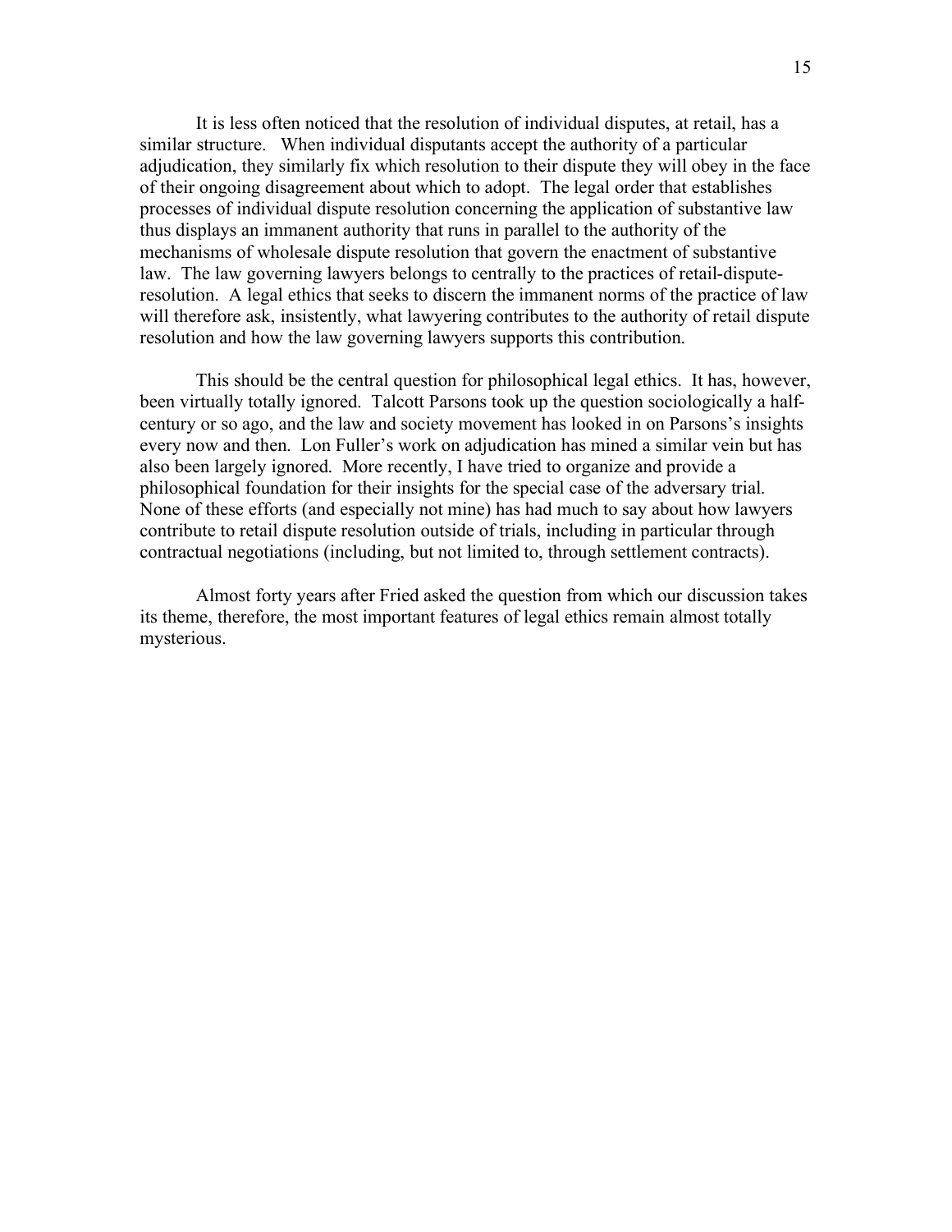It is less often noticed that the resolution of individual disputes, at retail, has a similar structure. When individual disputants accept the authority of a particular adjudication, they similarly fix which resolution to their dispute they will obey in the face of their ongoing disagreement about which to adopt. The legal order that establishes processes of individual dispute resolution concerning the application of substantive law thus displays an immanent authority that runs in parallel to the authority of the mechanisms of wholesale dispute resolution that govern the enactment of substantive law. The law governing lawyers belongs to centrally to the practices of retail-dispute-resolution. A legal ethics that seeks to discern the immanent norms of the practice of law will therefore ask, insistently, what lawyering contributes to the authority of retail dispute resolution and how the law governing lawyers supports this contribution.

This should be the central question for philosophical legal ethics. It has, however, been virtually totally ignored. Talcott Parsons took up the question sociologically a half-century or so ago, and the law and society movement has looked in on Parsons's insights every now and then. Lon Fuller's work on adjudication has mined a similar vein but has also been largely ignored. More recently, I have tried to organize and provide a philosophical foundation for their insights for the special case of the adversary trial. None of these efforts (and especially not mine) has had much to say about how lawyers contribute to retail dispute resolution outside of trials, including in particular through contractual negotiations (including, but not limited to, through settlement contracts).

Almost forty years after Fried asked the question from which our discussion takes its theme, therefore, the most important features of legal ethics remain almost totally mysterious.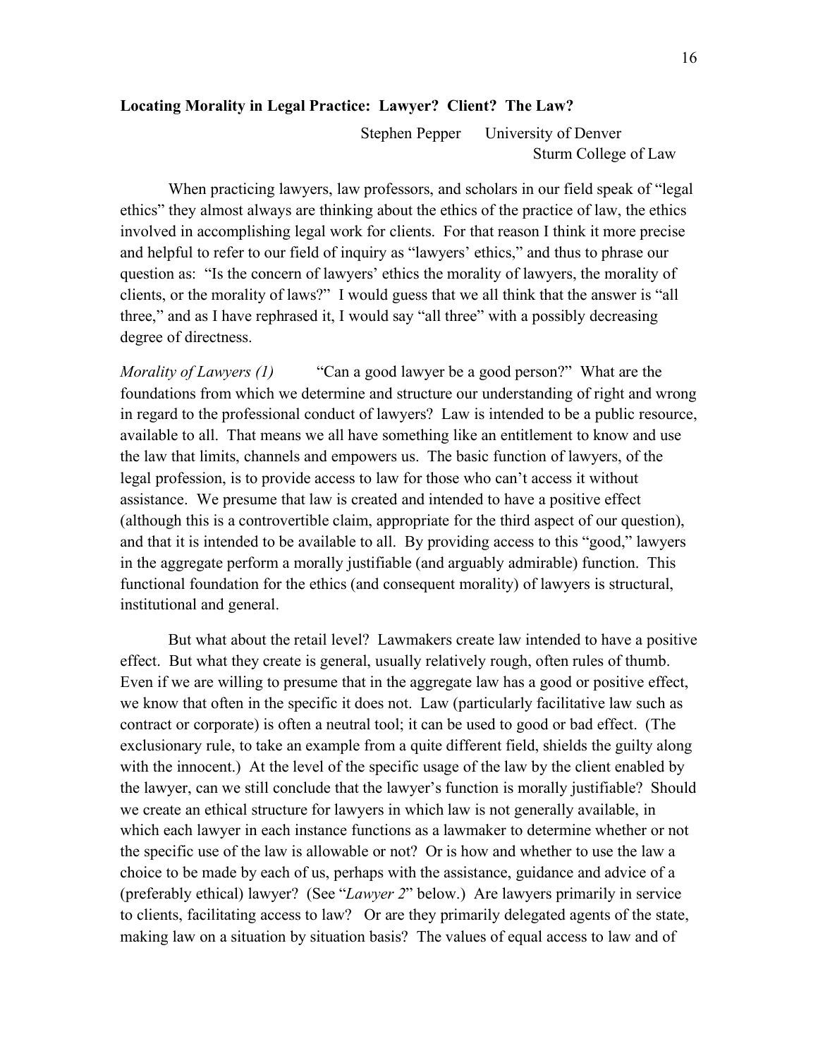**Locating Morality in Legal Practice: Lawyer? Client? The Law?**

Stephen Pepper University of Denver
Sturm College of Law

When practicing lawyers, law professors, and scholars in our field speak of "legal ethics" they almost always are thinking about the ethics of the practice of law, the ethics involved in accomplishing legal work for clients. For that reason I think it more precise and helpful to refer to our field of inquiry as "lawyers' ethics," and thus to phrase our question as: "Is the concern of lawyers' ethics the morality of lawyers, the morality of clients, or the morality of laws?" I would guess that we all think that the answer is "all three," and as I have rephrased it, I would say "all three" with a possibly decreasing degree of directness.

*Morality of Lawyers (1)* "Can a good lawyer be a good person?" What are the foundations from which we determine and structure our understanding of right and wrong in regard to the professional conduct of lawyers? Law is intended to be a public resource, available to all. That means we all have something like an entitlement to know and use the law that limits, channels and empowers us. The basic function of lawyers, of the legal profession, is to provide access to law for those who can't access it without assistance. We presume that law is created and intended to have a positive effect (although this is a controvertible claim, appropriate for the third aspect of our question), and that it is intended to be available to all. By providing access to this "good," lawyers in the aggregate perform a morally justifiable (and arguably admirable) function. This functional foundation for the ethics (and consequent morality) of lawyers is structural, institutional and general.

But what about the retail level? Lawmakers create law intended to have a positive effect. But what they create is general, usually relatively rough, often rules of thumb. Even if we are willing to presume that in the aggregate law has a good or positive effect, we know that often in the specific it does not. Law (particularly facilitative law such as contract or corporate) is often a neutral tool; it can be used to good or bad effect. (The exclusionary rule, to take an example from a quite different field, shields the guilty along with the innocent.) At the level of the specific usage of the law by the client enabled by the lawyer, can we still conclude that the lawyer's function is morally justifiable? Should we create an ethical structure for lawyers in which law is not generally available, in which each lawyer in each instance functions as a lawmaker to determine whether or not the specific use of the law is allowable or not? Or is how and whether to use the law a choice to be made by each of us, perhaps with the assistance, guidance and advice of a (preferably ethical) lawyer? (See "*Lawyer 2*" below.) Are lawyers primarily in service to clients, facilitating access to law? Or are they primarily delegated agents of the state, making law on a situation by situation basis? The values of equal access to law and of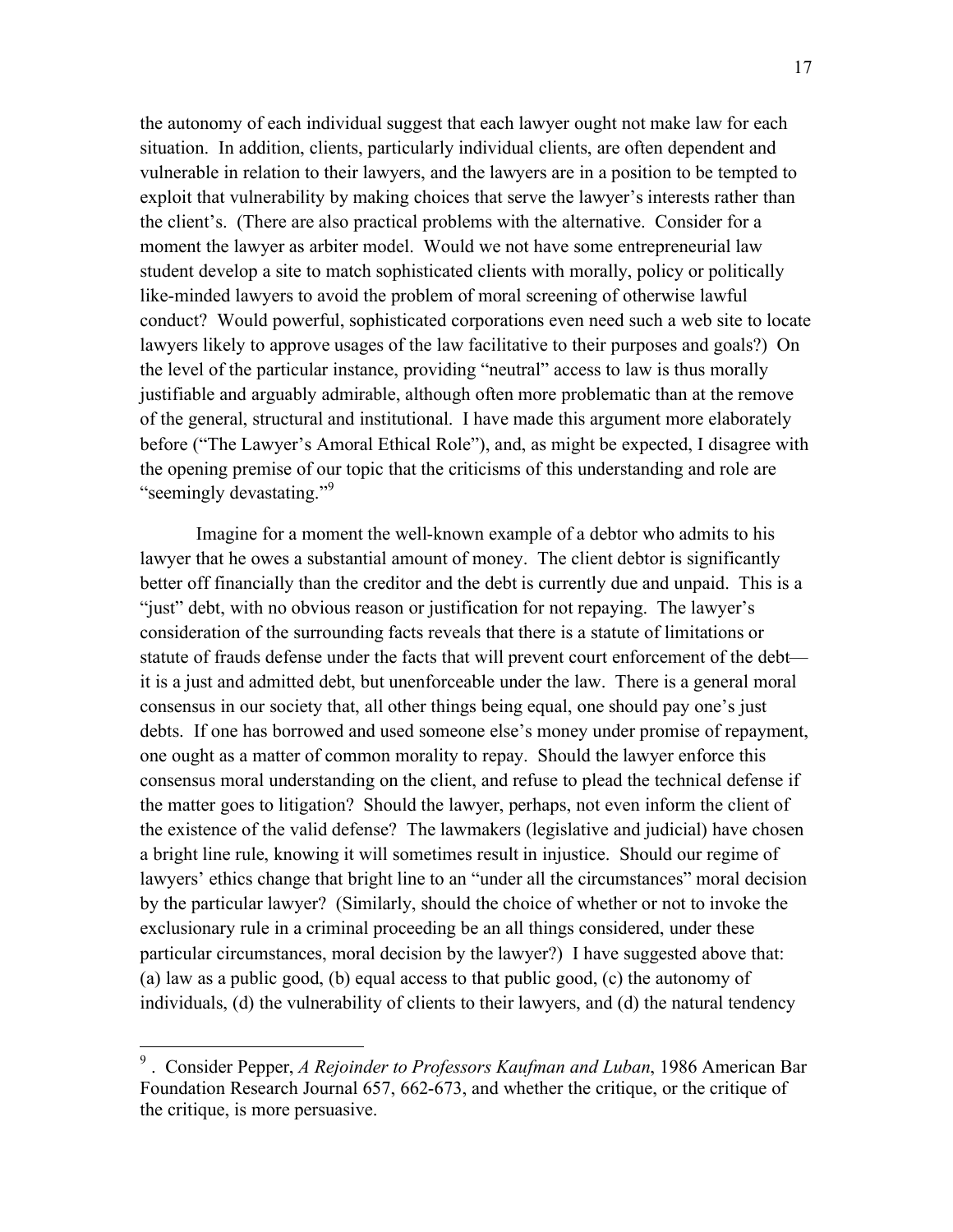the autonomy of each individual suggest that each lawyer ought not make law for each situation. In addition, clients, particularly individual clients, are often dependent and vulnerable in relation to their lawyers, and the lawyers are in a position to be tempted to exploit that vulnerability by making choices that serve the lawyer's interests rather than the client's. (There are also practical problems with the alternative. Consider for a moment the lawyer as arbiter model. Would we not have some entrepreneurial law student develop a site to match sophisticated clients with morally, policy or politically like-minded lawyers to avoid the problem of moral screening of otherwise lawful conduct? Would powerful, sophisticated corporations even need such a web site to locate lawyers likely to approve usages of the law facilitative to their purposes and goals?) On the level of the particular instance, providing "neutral" access to law is thus morally justifiable and arguably admirable, although often more problematic than at the remove of the general, structural and institutional. I have made this argument more elaborately before ("The Lawyer's Amoral Ethical Role"), and, as might be expected, I disagree with the opening premise of our topic that the criticisms of this understanding and role are "seemingly devastating."[9]

Imagine for a moment the well-known example of a debtor who admits to his lawyer that he owes a substantial amount of money. The client debtor is significantly better off financially than the creditor and the debt is currently due and unpaid. This is a "just" debt, with no obvious reason or justification for not repaying. The lawyer's consideration of the surrounding facts reveals that there is a statute of limitations or statute of frauds defense under the facts that will prevent court enforcement of the debt—it is a just and admitted debt, but unenforceable under the law. There is a general moral consensus in our society that, all other things being equal, one should pay one's just debts. If one has borrowed and used someone else's money under promise of repayment, one ought as a matter of common morality to repay. Should the lawyer enforce this consensus moral understanding on the client, and refuse to plead the technical defense if the matter goes to litigation? Should the lawyer, perhaps, not even inform the client of the existence of the valid defense? The lawmakers (legislative and judicial) have chosen a bright line rule, knowing it will sometimes result in injustice. Should our regime of lawyers' ethics change that bright line to an "under all the circumstances" moral decision by the particular lawyer? (Similarly, should the choice of whether or not to invoke the exclusionary rule in a criminal proceeding be an all things considered, under these particular circumstances, moral decision by the lawyer?) I have suggested above that: (a) law as a public good, (b) equal access to that public good, (c) the autonomy of individuals, (d) the vulnerability of clients to their lawyers, and (d) the natural tendency

---

[9] . Consider Pepper, *A Rejoinder to Professors Kaufman and Luban*, 1986 American Bar Foundation Research Journal 657, 662-673, and whether the critique, or the critique of the critique, is more persuasive.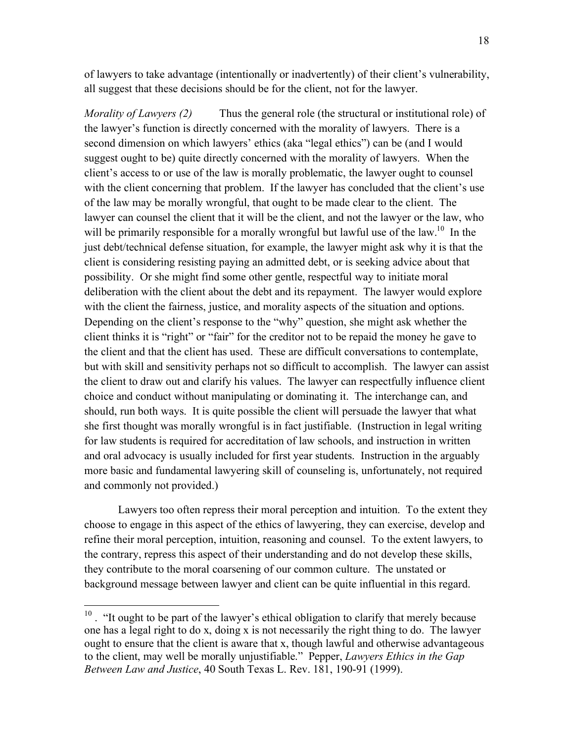of lawyers to take advantage (intentionally or inadvertently) of their client's vulnerability, all suggest that these decisions should be for the client, not for the lawyer.

*Morality of Lawyers (2)* Thus the general role (the structural or institutional role) of the lawyer's function is directly concerned with the morality of lawyers. There is a second dimension on which lawyers' ethics (aka "legal ethics") can be (and I would suggest ought to be) quite directly concerned with the morality of lawyers. When the client's access to or use of the law is morally problematic, the lawyer ought to counsel with the client concerning that problem. If the lawyer has concluded that the client's use of the law may be morally wrongful, that ought to be made clear to the client. The lawyer can counsel the client that it will be the client, and not the lawyer or the law, who will be primarily responsible for a morally wrongful but lawful use of the law.[10] In the just debt/technical defense situation, for example, the lawyer might ask why it is that the client is considering resisting paying an admitted debt, or is seeking advice about that possibility. Or she might find some other gentle, respectful way to initiate moral deliberation with the client about the debt and its repayment. The lawyer would explore with the client the fairness, justice, and morality aspects of the situation and options. Depending on the client's response to the "why" question, she might ask whether the client thinks it is "right" or "fair" for the creditor not to be repaid the money he gave to the client and that the client has used. These are difficult conversations to contemplate, but with skill and sensitivity perhaps not so difficult to accomplish. The lawyer can assist the client to draw out and clarify his values. The lawyer can respectfully influence client choice and conduct without manipulating or dominating it. The interchange can, and should, run both ways. It is quite possible the client will persuade the lawyer that what she first thought was morally wrongful is in fact justifiable. (Instruction in legal writing for law students is required for accreditation of law schools, and instruction in written and oral advocacy is usually included for first year students. Instruction in the arguably more basic and fundamental lawyering skill of counseling is, unfortunately, not required and commonly not provided.)

Lawyers too often repress their moral perception and intuition. To the extent they choose to engage in this aspect of the ethics of lawyering, they can exercise, develop and refine their moral perception, intuition, reasoning and counsel. To the extent lawyers, to the contrary, repress this aspect of their understanding and do not develop these skills, they contribute to the moral coarsening of our common culture. The unstated or background message between lawyer and client can be quite influential in this regard.

---

[10]. "It ought to be part of the lawyer's ethical obligation to clarify that merely because one has a legal right to do x, doing x is not necessarily the right thing to do. The lawyer ought to ensure that the client is aware that x, though lawful and otherwise advantageous to the client, may well be morally unjustifiable." Pepper, *Lawyers Ethics in the Gap Between Law and Justice*, 40 South Texas L. Rev. 181, 190-91 (1999).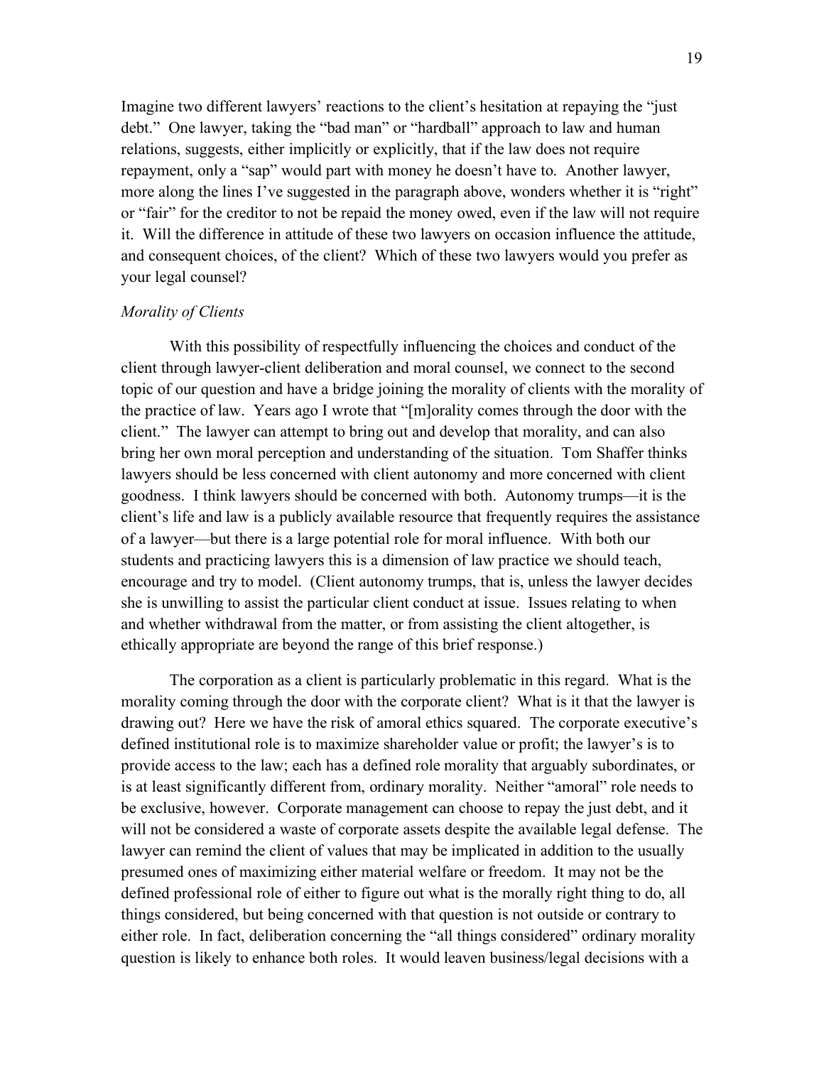Imagine two different lawyers' reactions to the client's hesitation at repaying the "just debt." One lawyer, taking the "bad man" or "hardball" approach to law and human relations, suggests, either implicitly or explicitly, that if the law does not require repayment, only a "sap" would part with money he doesn't have to. Another lawyer, more along the lines I've suggested in the paragraph above, wonders whether it is "right" or "fair" for the creditor to not be repaid the money owed, even if the law will not require it. Will the difference in attitude of these two lawyers on occasion influence the attitude, and consequent choices, of the client? Which of these two lawyers would you prefer as your legal counsel?

*Morality of Clients*

With this possibility of respectfully influencing the choices and conduct of the client through lawyer-client deliberation and moral counsel, we connect to the second topic of our question and have a bridge joining the morality of clients with the morality of the practice of law. Years ago I wrote that "[m]orality comes through the door with the client." The lawyer can attempt to bring out and develop that morality, and can also bring her own moral perception and understanding of the situation. Tom Shaffer thinks lawyers should be less concerned with client autonomy and more concerned with client goodness. I think lawyers should be concerned with both. Autonomy trumps—it is the client's life and law is a publicly available resource that frequently requires the assistance of a lawyer—but there is a large potential role for moral influence. With both our students and practicing lawyers this is a dimension of law practice we should teach, encourage and try to model. (Client autonomy trumps, that is, unless the lawyer decides she is unwilling to assist the particular client conduct at issue. Issues relating to when and whether withdrawal from the matter, or from assisting the client altogether, is ethically appropriate are beyond the range of this brief response.)

The corporation as a client is particularly problematic in this regard. What is the morality coming through the door with the corporate client? What is it that the lawyer is drawing out? Here we have the risk of amoral ethics squared. The corporate executive's defined institutional role is to maximize shareholder value or profit; the lawyer's is to provide access to the law; each has a defined role morality that arguably subordinates, or is at least significantly different from, ordinary morality. Neither "amoral" role needs to be exclusive, however. Corporate management can choose to repay the just debt, and it will not be considered a waste of corporate assets despite the available legal defense. The lawyer can remind the client of values that may be implicated in addition to the usually presumed ones of maximizing either material welfare or freedom. It may not be the defined professional role of either to figure out what is the morally right thing to do, all things considered, but being concerned with that question is not outside or contrary to either role. In fact, deliberation concerning the "all things considered" ordinary morality question is likely to enhance both roles. It would leaven business/legal decisions with a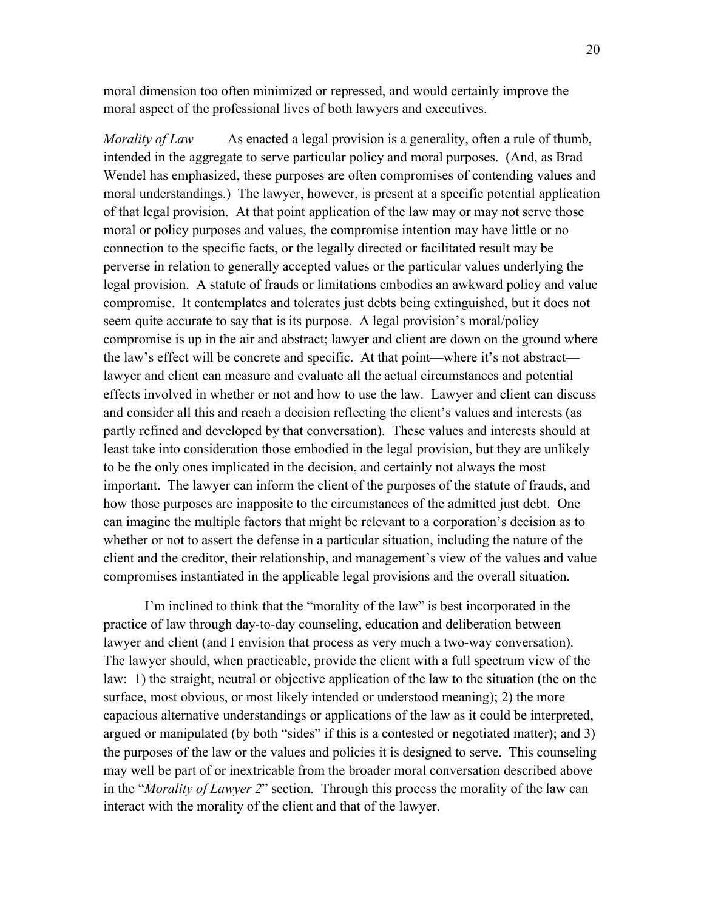moral dimension too often minimized or repressed, and would certainly improve the moral aspect of the professional lives of both lawyers and executives.

*Morality of Law* As enacted a legal provision is a generality, often a rule of thumb, intended in the aggregate to serve particular policy and moral purposes. (And, as Brad Wendel has emphasized, these purposes are often compromises of contending values and moral understandings.) The lawyer, however, is present at a specific potential application of that legal provision. At that point application of the law may or may not serve those moral or policy purposes and values, the compromise intention may have little or no connection to the specific facts, or the legally directed or facilitated result may be perverse in relation to generally accepted values or the particular values underlying the legal provision. A statute of frauds or limitations embodies an awkward policy and value compromise. It contemplates and tolerates just debts being extinguished, but it does not seem quite accurate to say that is its purpose. A legal provision's moral/policy compromise is up in the air and abstract; lawyer and client are down on the ground where the law's effect will be concrete and specific. At that point—where it's not abstract—lawyer and client can measure and evaluate all the actual circumstances and potential effects involved in whether or not and how to use the law. Lawyer and client can discuss and consider all this and reach a decision reflecting the client's values and interests (as partly refined and developed by that conversation). These values and interests should at least take into consideration those embodied in the legal provision, but they are unlikely to be the only ones implicated in the decision, and certainly not always the most important. The lawyer can inform the client of the purposes of the statute of frauds, and how those purposes are inapposite to the circumstances of the admitted just debt. One can imagine the multiple factors that might be relevant to a corporation's decision as to whether or not to assert the defense in a particular situation, including the nature of the client and the creditor, their relationship, and management's view of the values and value compromises instantiated in the applicable legal provisions and the overall situation.

I'm inclined to think that the "morality of the law" is best incorporated in the practice of law through day-to-day counseling, education and deliberation between lawyer and client (and I envision that process as very much a two-way conversation). The lawyer should, when practicable, provide the client with a full spectrum view of the law: 1) the straight, neutral or objective application of the law to the situation (the on the surface, most obvious, or most likely intended or understood meaning); 2) the more capacious alternative understandings or applications of the law as it could be interpreted, argued or manipulated (by both "sides" if this is a contested or negotiated matter); and 3) the purposes of the law or the values and policies it is designed to serve. This counseling may well be part of or inextricable from the broader moral conversation described above in the "*Morality of Lawyer 2*" section. Through this process the morality of the law can interact with the morality of the client and that of the lawyer.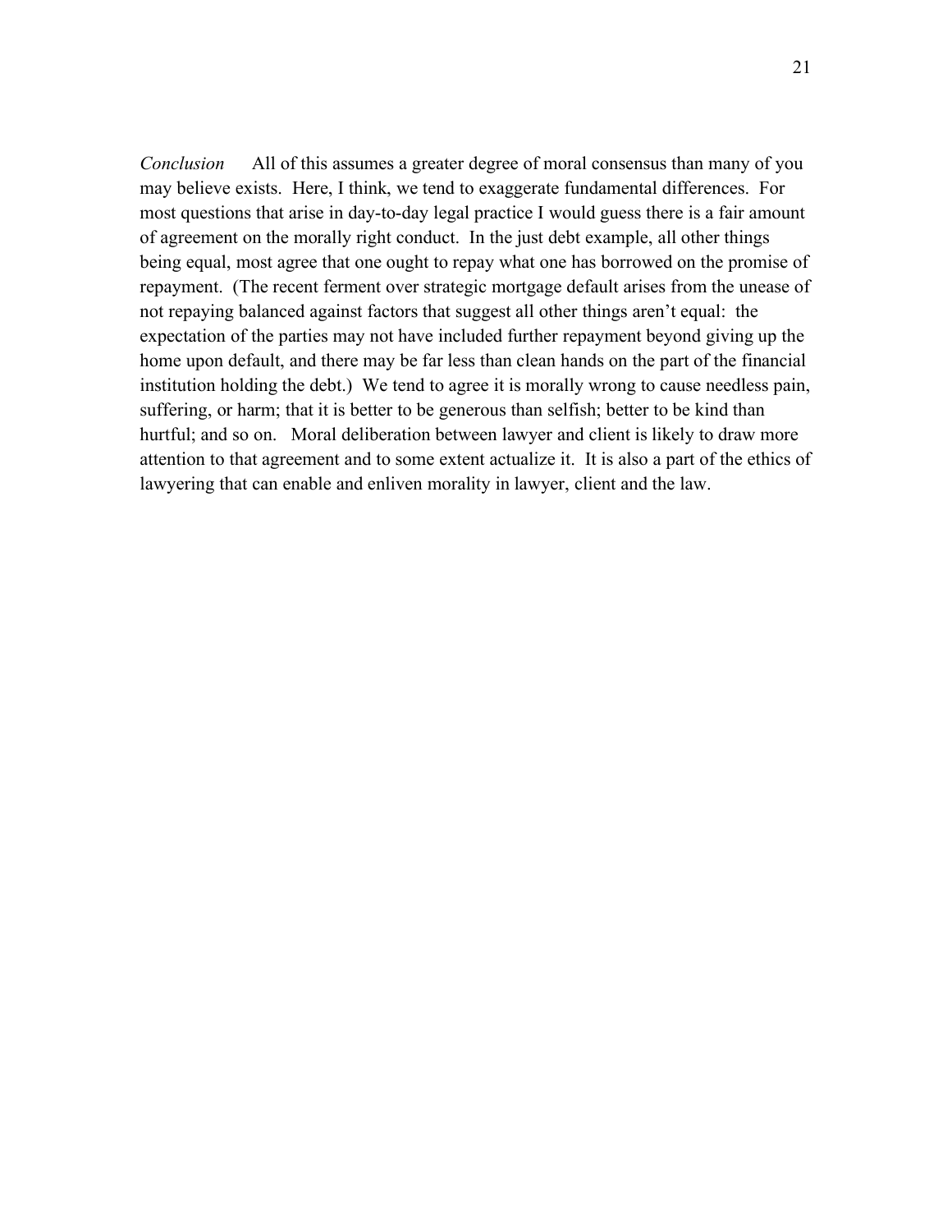*Conclusion* All of this assumes a greater degree of moral consensus than many of you may believe exists. Here, I think, we tend to exaggerate fundamental differences. For most questions that arise in day-to-day legal practice I would guess there is a fair amount of agreement on the morally right conduct. In the just debt example, all other things being equal, most agree that one ought to repay what one has borrowed on the promise of repayment. (The recent ferment over strategic mortgage default arises from the unease of not repaying balanced against factors that suggest all other things aren't equal: the expectation of the parties may not have included further repayment beyond giving up the home upon default, and there may be far less than clean hands on the part of the financial institution holding the debt.) We tend to agree it is morally wrong to cause needless pain, suffering, or harm; that it is better to be generous than selfish; better to be kind than hurtful; and so on. Moral deliberation between lawyer and client is likely to draw more attention to that agreement and to some extent actualize it. It is also a part of the ethics of lawyering that can enable and enliven morality in lawyer, client and the law.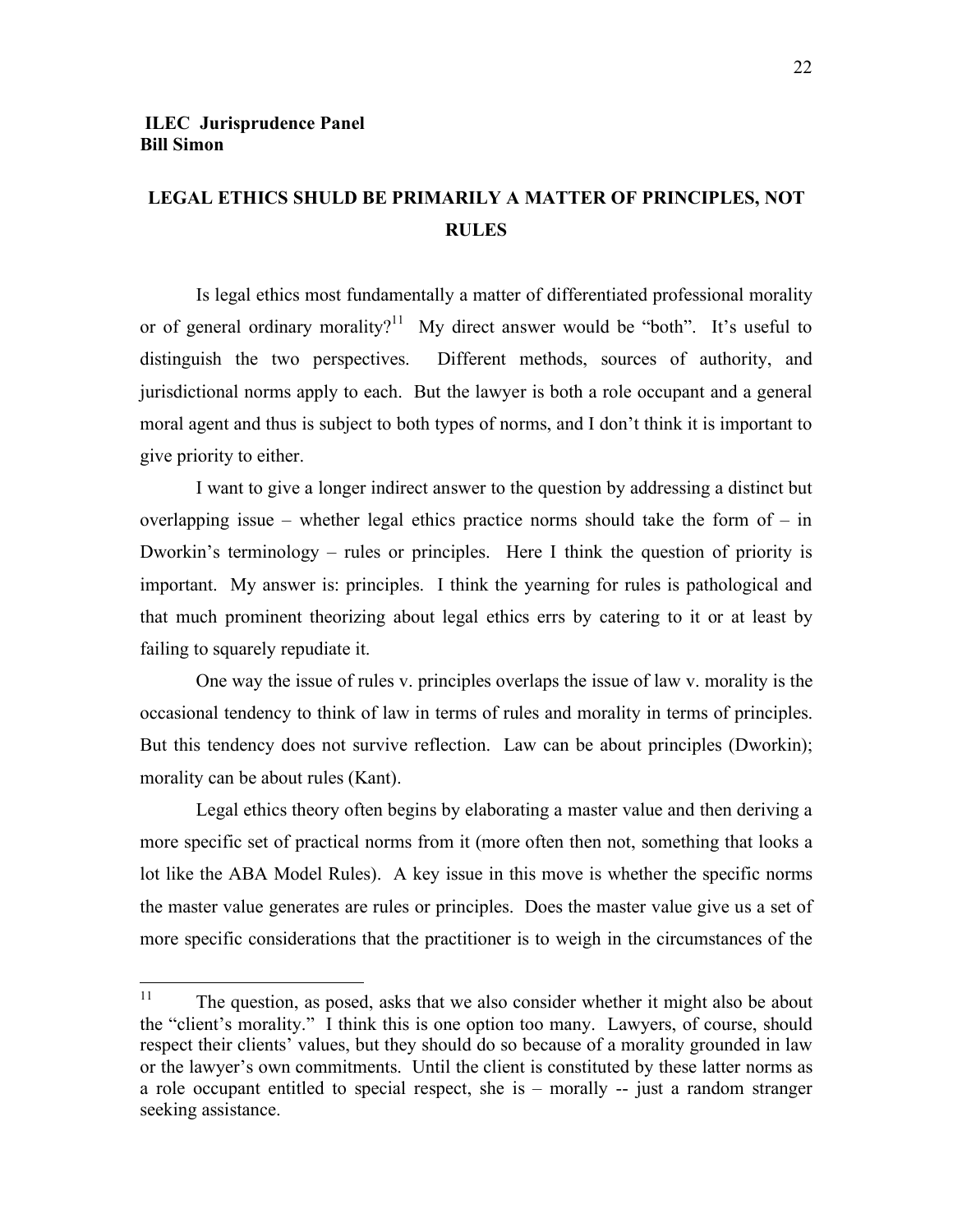**ILEC Jurisprudence Panel**
**Bill Simon**

## LEGAL ETHICS SHULD BE PRIMARILY A MATTER OF PRINCIPLES, NOT RULES

Is legal ethics most fundamentally a matter of differentiated professional morality or of general ordinary morality?[11] My direct answer would be "both". It's useful to distinguish the two perspectives. Different methods, sources of authority, and jurisdictional norms apply to each. But the lawyer is both a role occupant and a general moral agent and thus is subject to both types of norms, and I don't think it is important to give priority to either.

I want to give a longer indirect answer to the question by addressing a distinct but overlapping issue – whether legal ethics practice norms should take the form of – in Dworkin's terminology – rules or principles. Here I think the question of priority is important. My answer is: principles. I think the yearning for rules is pathological and that much prominent theorizing about legal ethics errs by catering to it or at least by failing to squarely repudiate it.

One way the issue of rules v. principles overlaps the issue of law v. morality is the occasional tendency to think of law in terms of rules and morality in terms of principles. But this tendency does not survive reflection. Law can be about principles (Dworkin); morality can be about rules (Kant).

Legal ethics theory often begins by elaborating a master value and then deriving a more specific set of practical norms from it (more often then not, something that looks a lot like the ABA Model Rules). A key issue in this move is whether the specific norms the master value generates are rules or principles. Does the master value give us a set of more specific considerations that the practitioner is to weigh in the circumstances of the

---

[11] The question, as posed, asks that we also consider whether it might also be about the "client's morality." I think this is one option too many. Lawyers, of course, should respect their clients' values, but they should do so because of a morality grounded in law or the lawyer's own commitments. Until the client is constituted by these latter norms as a role occupant entitled to special respect, she is – morally -- just a random stranger seeking assistance.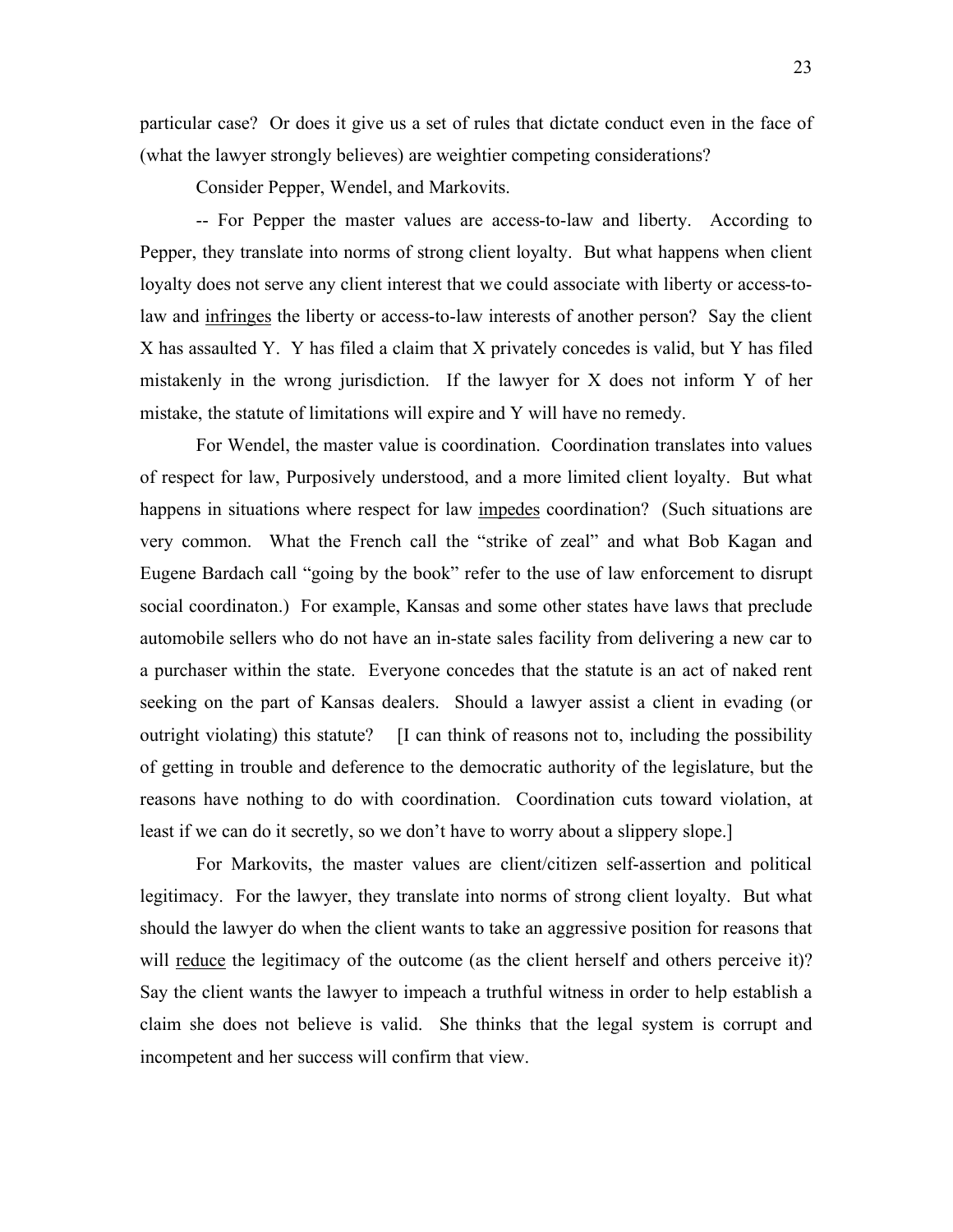particular case? Or does it give us a set of rules that dictate conduct even in the face of (what the lawyer strongly believes) are weightier competing considerations?

Consider Pepper, Wendel, and Markovits.

-- For Pepper the master values are access-to-law and liberty. According to Pepper, they translate into norms of strong client loyalty. But what happens when client loyalty does not serve any client interest that we could associate with liberty or access-to-law and <u>infringes</u> the liberty or access-to-law interests of another person? Say the client X has assaulted Y. Y has filed a claim that X privately concedes is valid, but Y has filed mistakenly in the wrong jurisdiction. If the lawyer for X does not inform Y of her mistake, the statute of limitations will expire and Y will have no remedy.

For Wendel, the master value is coordination. Coordination translates into values of respect for law, Purposively understood, and a more limited client loyalty. But what happens in situations where respect for law <u>impedes</u> coordination? (Such situations are very common. What the French call the "strike of zeal" and what Bob Kagan and Eugene Bardach call "going by the book" refer to the use of law enforcement to disrupt social coordinaton.) For example, Kansas and some other states have laws that preclude automobile sellers who do not have an in-state sales facility from delivering a new car to a purchaser within the state. Everyone concedes that the statute is an act of naked rent seeking on the part of Kansas dealers. Should a lawyer assist a client in evading (or outright violating) this statute? [I can think of reasons not to, including the possibility of getting in trouble and deference to the democratic authority of the legislature, but the reasons have nothing to do with coordination. Coordination cuts toward violation, at least if we can do it secretly, so we don't have to worry about a slippery slope.]

For Markovits, the master values are client/citizen self-assertion and political legitimacy. For the lawyer, they translate into norms of strong client loyalty. But what should the lawyer do when the client wants to take an aggressive position for reasons that will <u>reduce</u> the legitimacy of the outcome (as the client herself and others perceive it)? Say the client wants the lawyer to impeach a truthful witness in order to help establish a claim she does not believe is valid. She thinks that the legal system is corrupt and incompetent and her success will confirm that view.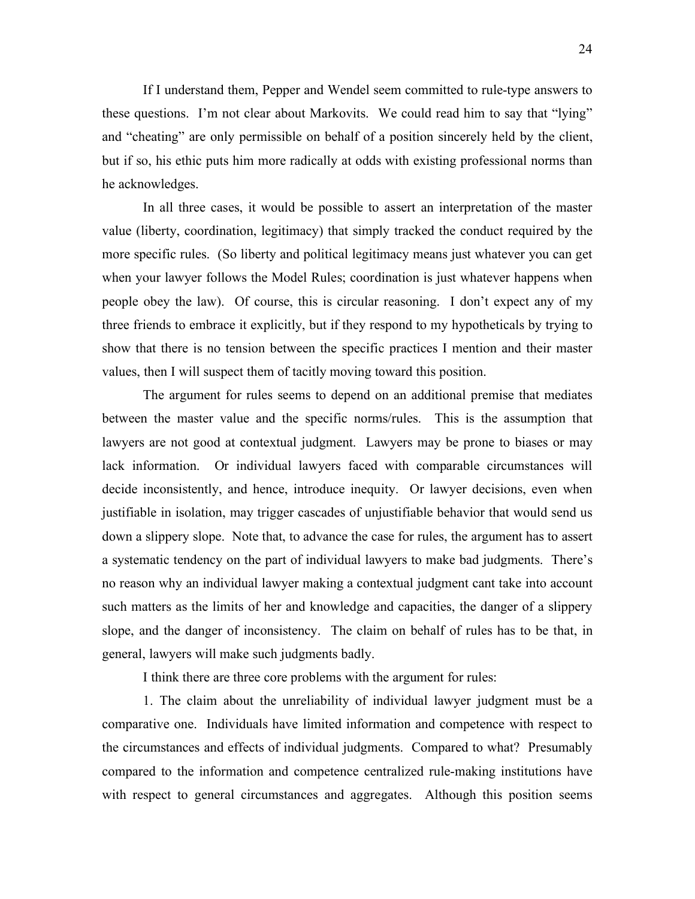If I understand them, Pepper and Wendel seem committed to rule-type answers to these questions. I'm not clear about Markovits. We could read him to say that "lying" and "cheating" are only permissible on behalf of a position sincerely held by the client, but if so, his ethic puts him more radically at odds with existing professional norms than he acknowledges.

In all three cases, it would be possible to assert an interpretation of the master value (liberty, coordination, legitimacy) that simply tracked the conduct required by the more specific rules. (So liberty and political legitimacy means just whatever you can get when your lawyer follows the Model Rules; coordination is just whatever happens when people obey the law). Of course, this is circular reasoning. I don't expect any of my three friends to embrace it explicitly, but if they respond to my hypotheticals by trying to show that there is no tension between the specific practices I mention and their master values, then I will suspect them of tacitly moving toward this position.

The argument for rules seems to depend on an additional premise that mediates between the master value and the specific norms/rules. This is the assumption that lawyers are not good at contextual judgment. Lawyers may be prone to biases or may lack information. Or individual lawyers faced with comparable circumstances will decide inconsistently, and hence, introduce inequity. Or lawyer decisions, even when justifiable in isolation, may trigger cascades of unjustifiable behavior that would send us down a slippery slope. Note that, to advance the case for rules, the argument has to assert a systematic tendency on the part of individual lawyers to make bad judgments. There's no reason why an individual lawyer making a contextual judgment cant take into account such matters as the limits of her and knowledge and capacities, the danger of a slippery slope, and the danger of inconsistency. The claim on behalf of rules has to be that, in general, lawyers will make such judgments badly.

I think there are three core problems with the argument for rules:

1. The claim about the unreliability of individual lawyer judgment must be a comparative one. Individuals have limited information and competence with respect to the circumstances and effects of individual judgments. Compared to what? Presumably compared to the information and competence centralized rule-making institutions have with respect to general circumstances and aggregates. Although this position seems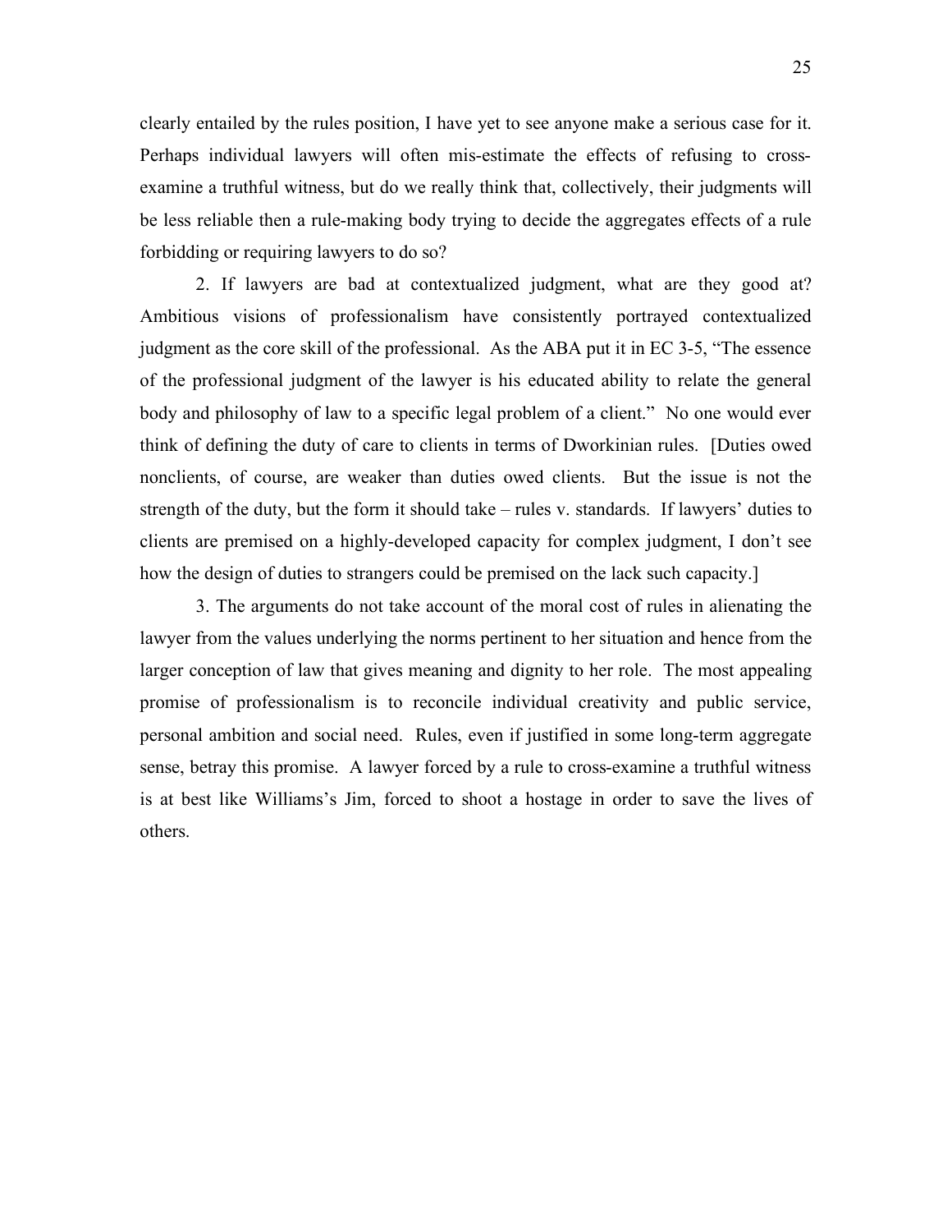clearly entailed by the rules position, I have yet to see anyone make a serious case for it. Perhaps individual lawyers will often mis-estimate the effects of refusing to cross-examine a truthful witness, but do we really think that, collectively, their judgments will be less reliable then a rule-making body trying to decide the aggregates effects of a rule forbidding or requiring lawyers to do so?

2. If lawyers are bad at contextualized judgment, what are they good at? Ambitious visions of professionalism have consistently portrayed contextualized judgment as the core skill of the professional. As the ABA put it in EC 3-5, "The essence of the professional judgment of the lawyer is his educated ability to relate the general body and philosophy of law to a specific legal problem of a client." No one would ever think of defining the duty of care to clients in terms of Dworkinian rules. [Duties owed nonclients, of course, are weaker than duties owed clients. But the issue is not the strength of the duty, but the form it should take – rules v. standards. If lawyers' duties to clients are premised on a highly-developed capacity for complex judgment, I don't see how the design of duties to strangers could be premised on the lack such capacity.]

3. The arguments do not take account of the moral cost of rules in alienating the lawyer from the values underlying the norms pertinent to her situation and hence from the larger conception of law that gives meaning and dignity to her role. The most appealing promise of professionalism is to reconcile individual creativity and public service, personal ambition and social need. Rules, even if justified in some long-term aggregate sense, betray this promise. A lawyer forced by a rule to cross-examine a truthful witness is at best like Williams's Jim, forced to shoot a hostage in order to save the lives of others.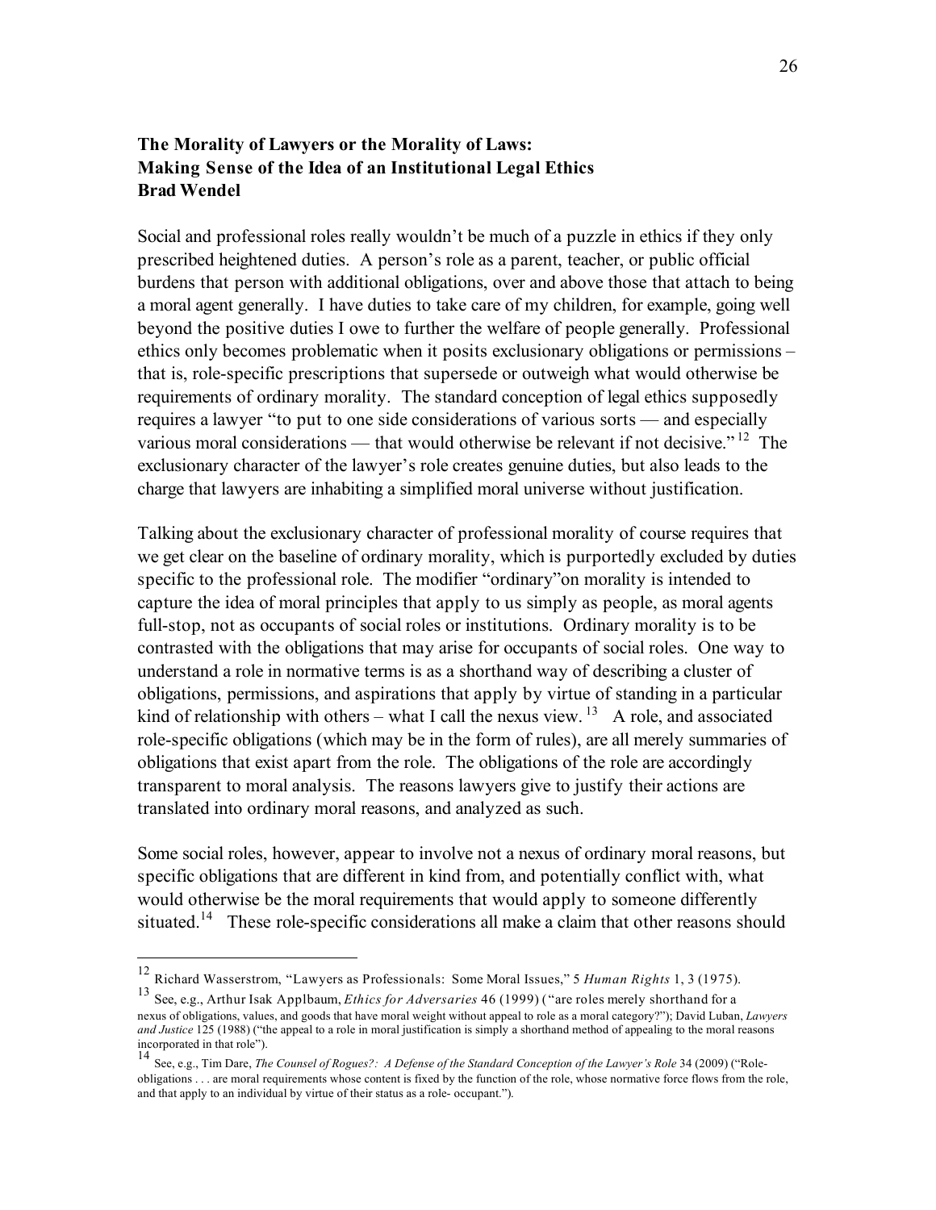**The Morality of Lawyers or the Morality of Laws:**
**Making Sense of the Idea of an Institutional Legal Ethics**
**Brad Wendel**

Social and professional roles really wouldn't be much of a puzzle in ethics if they only prescribed heightened duties. A person's role as a parent, teacher, or public official burdens that person with additional obligations, over and above those that attach to being a moral agent generally. I have duties to take care of my children, for example, going well beyond the positive duties I owe to further the welfare of people generally. Professional ethics only becomes problematic when it posits exclusionary obligations or permissions – that is, role-specific prescriptions that supersede or outweigh what would otherwise be requirements of ordinary morality. The standard conception of legal ethics supposedly requires a lawyer "to put to one side considerations of various sorts — and especially various moral considerations — that would otherwise be relevant if not decisive."[12] The exclusionary character of the lawyer's role creates genuine duties, but also leads to the charge that lawyers are inhabiting a simplified moral universe without justification.

Talking about the exclusionary character of professional morality of course requires that we get clear on the baseline of ordinary morality, which is purportedly excluded by duties specific to the professional role. The modifier "ordinary"on morality is intended to capture the idea of moral principles that apply to us simply as people, as moral agents full-stop, not as occupants of social roles or institutions. Ordinary morality is to be contrasted with the obligations that may arise for occupants of social roles. One way to understand a role in normative terms is as a shorthand way of describing a cluster of obligations, permissions, and aspirations that apply by virtue of standing in a particular kind of relationship with others – what I call the nexus view.[13] A role, and associated role-specific obligations (which may be in the form of rules), are all merely summaries of obligations that exist apart from the role. The obligations of the role are accordingly transparent to moral analysis. The reasons lawyers give to justify their actions are translated into ordinary moral reasons, and analyzed as such.

Some social roles, however, appear to involve not a nexus of ordinary moral reasons, but specific obligations that are different in kind from, and potentially conflict with, what would otherwise be the moral requirements that would apply to someone differently situated.[14] These role-specific considerations all make a claim that other reasons should

---

[12] Richard Wasserstrom, "Lawyers as Professionals: Some Moral Issues," 5 *Human Rights* 1, 3 (1975).

[13] See, e.g., Arthur Isak Applbaum, *Ethics for Adversaries* 46 (1999) ("are roles merely shorthand for a nexus of obligations, values, and goods that have moral weight without appeal to role as a moral category?"); David Luban, *Lawyers and Justice* 125 (1988) ("the appeal to a role in moral justification is simply a shorthand method of appealing to the moral reasons incorporated in that role").

[14] See, e.g., Tim Dare, *The Counsel of Rogues?: A Defense of the Standard Conception of the Lawyer's Role* 34 (2009) ("Role-obligations . . . are moral requirements whose content is fixed by the function of the role, whose normative force flows from the role, and that apply to an individual by virtue of their status as a role- occupant.").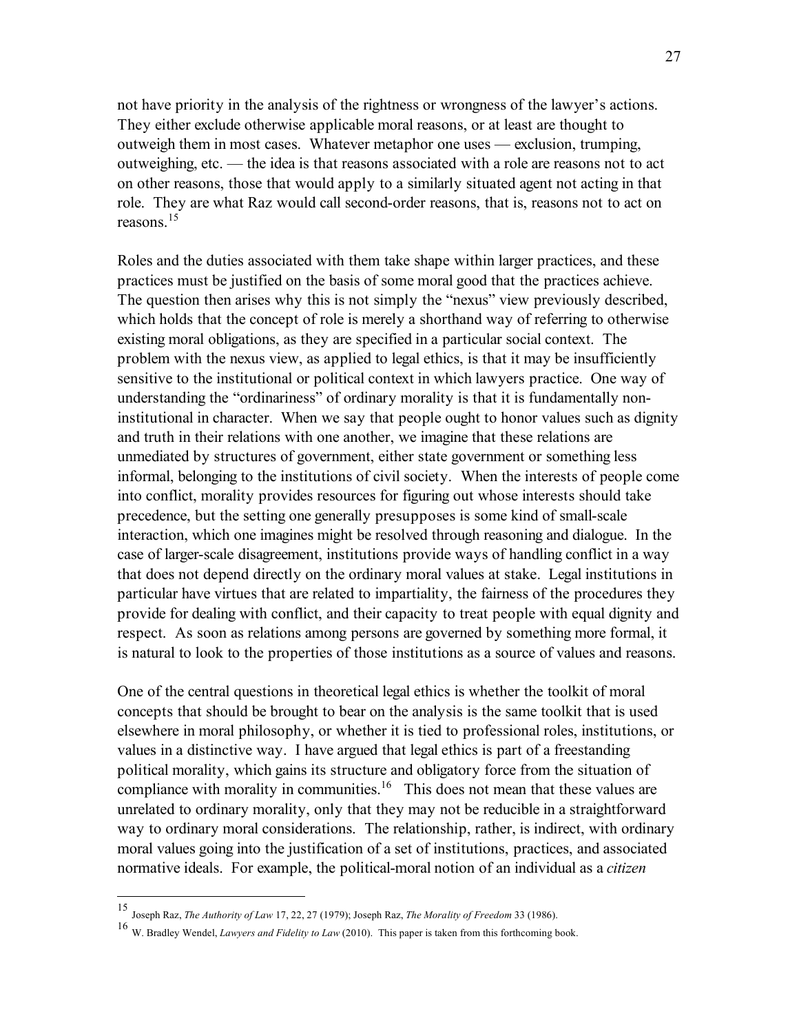not have priority in the analysis of the rightness or wrongness of the lawyer's actions. They either exclude otherwise applicable moral reasons, or at least are thought to outweigh them in most cases. Whatever metaphor one uses — exclusion, trumping, outweighing, etc. — the idea is that reasons associated with a role are reasons not to act on other reasons, those that would apply to a similarly situated agent not acting in that role. They are what Raz would call second-order reasons, that is, reasons not to act on reasons.[15]

Roles and the duties associated with them take shape within larger practices, and these practices must be justified on the basis of some moral good that the practices achieve. The question then arises why this is not simply the "nexus" view previously described, which holds that the concept of role is merely a shorthand way of referring to otherwise existing moral obligations, as they are specified in a particular social context. The problem with the nexus view, as applied to legal ethics, is that it may be insufficiently sensitive to the institutional or political context in which lawyers practice. One way of understanding the "ordinariness" of ordinary morality is that it is fundamentally non-institutional in character. When we say that people ought to honor values such as dignity and truth in their relations with one another, we imagine that these relations are unmediated by structures of government, either state government or something less informal, belonging to the institutions of civil society. When the interests of people come into conflict, morality provides resources for figuring out whose interests should take precedence, but the setting one generally presupposes is some kind of small-scale interaction, which one imagines might be resolved through reasoning and dialogue. In the case of larger-scale disagreement, institutions provide ways of handling conflict in a way that does not depend directly on the ordinary moral values at stake. Legal institutions in particular have virtues that are related to impartiality, the fairness of the procedures they provide for dealing with conflict, and their capacity to treat people with equal dignity and respect. As soon as relations among persons are governed by something more formal, it is natural to look to the properties of those institutions as a source of values and reasons.

One of the central questions in theoretical legal ethics is whether the toolkit of moral concepts that should be brought to bear on the analysis is the same toolkit that is used elsewhere in moral philosophy, or whether it is tied to professional roles, institutions, or values in a distinctive way. I have argued that legal ethics is part of a freestanding political morality, which gains its structure and obligatory force from the situation of compliance with morality in communities.[16] This does not mean that these values are unrelated to ordinary morality, only that they may not be reducible in a straightforward way to ordinary moral considerations. The relationship, rather, is indirect, with ordinary moral values going into the justification of a set of institutions, practices, and associated normative ideals. For example, the political-moral notion of an individual as a *citizen*

---

[15] Joseph Raz, *The Authority of Law* 17, 22, 27 (1979); Joseph Raz, *The Morality of Freedom* 33 (1986).

[16] W. Bradley Wendel, *Lawyers and Fidelity to Law* (2010). This paper is taken from this forthcoming book.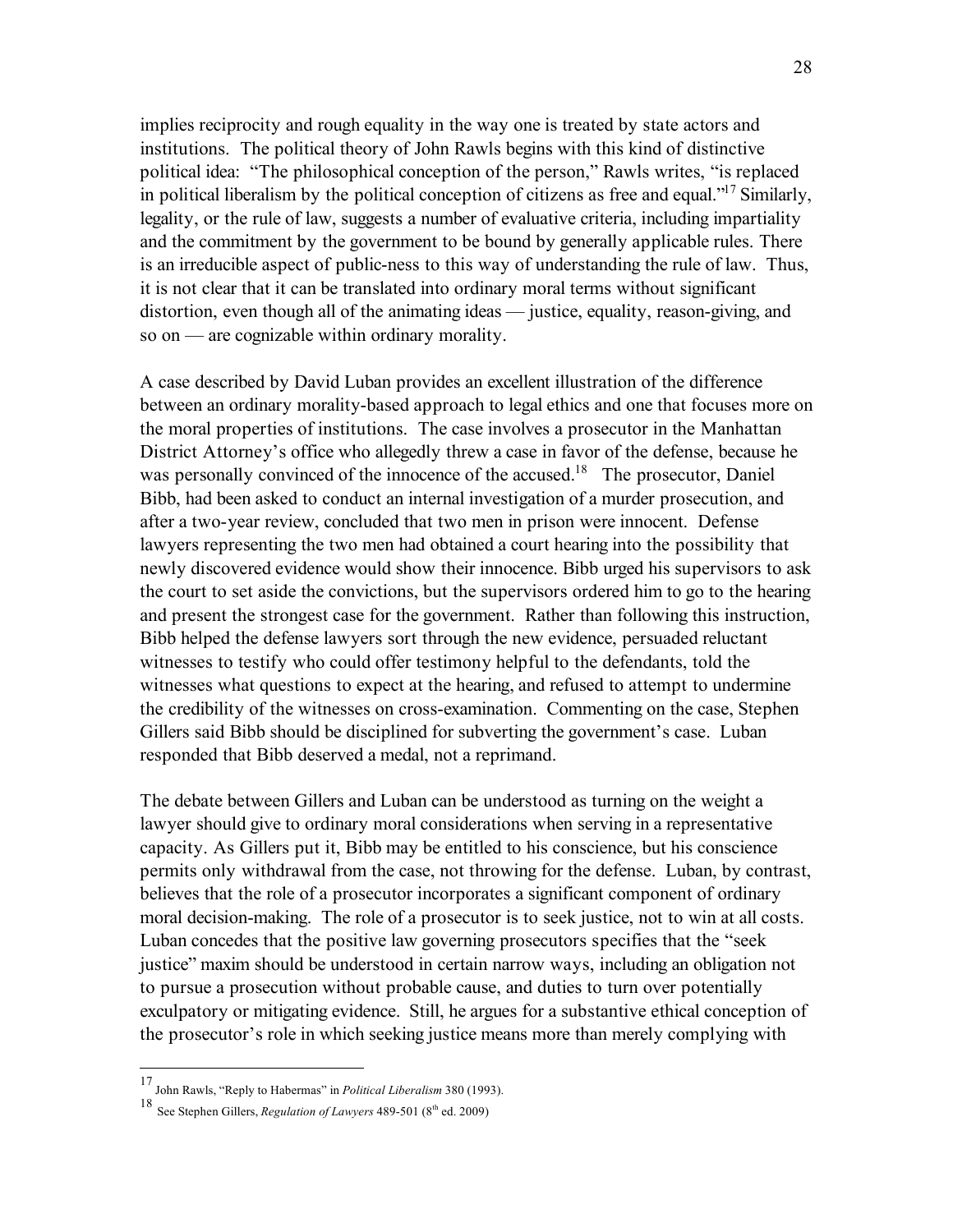implies reciprocity and rough equality in the way one is treated by state actors and institutions. The political theory of John Rawls begins with this kind of distinctive political idea: "The philosophical conception of the person," Rawls writes, "is replaced in political liberalism by the political conception of citizens as free and equal."[17] Similarly, legality, or the rule of law, suggests a number of evaluative criteria, including impartiality and the commitment by the government to be bound by generally applicable rules. There is an irreducible aspect of public-ness to this way of understanding the rule of law. Thus, it is not clear that it can be translated into ordinary moral terms without significant distortion, even though all of the animating ideas — justice, equality, reason-giving, and so on — are cognizable within ordinary morality.

A case described by David Luban provides an excellent illustration of the difference between an ordinary morality-based approach to legal ethics and one that focuses more on the moral properties of institutions. The case involves a prosecutor in the Manhattan District Attorney's office who allegedly threw a case in favor of the defense, because he was personally convinced of the innocence of the accused.[18] The prosecutor, Daniel Bibb, had been asked to conduct an internal investigation of a murder prosecution, and after a two-year review, concluded that two men in prison were innocent. Defense lawyers representing the two men had obtained a court hearing into the possibility that newly discovered evidence would show their innocence. Bibb urged his supervisors to ask the court to set aside the convictions, but the supervisors ordered him to go to the hearing and present the strongest case for the government. Rather than following this instruction, Bibb helped the defense lawyers sort through the new evidence, persuaded reluctant witnesses to testify who could offer testimony helpful to the defendants, told the witnesses what questions to expect at the hearing, and refused to attempt to undermine the credibility of the witnesses on cross-examination. Commenting on the case, Stephen Gillers said Bibb should be disciplined for subverting the government's case. Luban responded that Bibb deserved a medal, not a reprimand.

The debate between Gillers and Luban can be understood as turning on the weight a lawyer should give to ordinary moral considerations when serving in a representative capacity. As Gillers put it, Bibb may be entitled to his conscience, but his conscience permits only withdrawal from the case, not throwing for the defense. Luban, by contrast, believes that the role of a prosecutor incorporates a significant component of ordinary moral decision-making. The role of a prosecutor is to seek justice, not to win at all costs. Luban concedes that the positive law governing prosecutors specifies that the "seek justice" maxim should be understood in certain narrow ways, including an obligation not to pursue a prosecution without probable cause, and duties to turn over potentially exculpatory or mitigating evidence. Still, he argues for a substantive ethical conception of the prosecutor's role in which seeking justice means more than merely complying with

---

[17] John Rawls, "Reply to Habermas" in *Political Liberalism* 380 (1993).

[18] See Stephen Gillers, *Regulation of Lawyers* 489-501 (8th ed. 2009)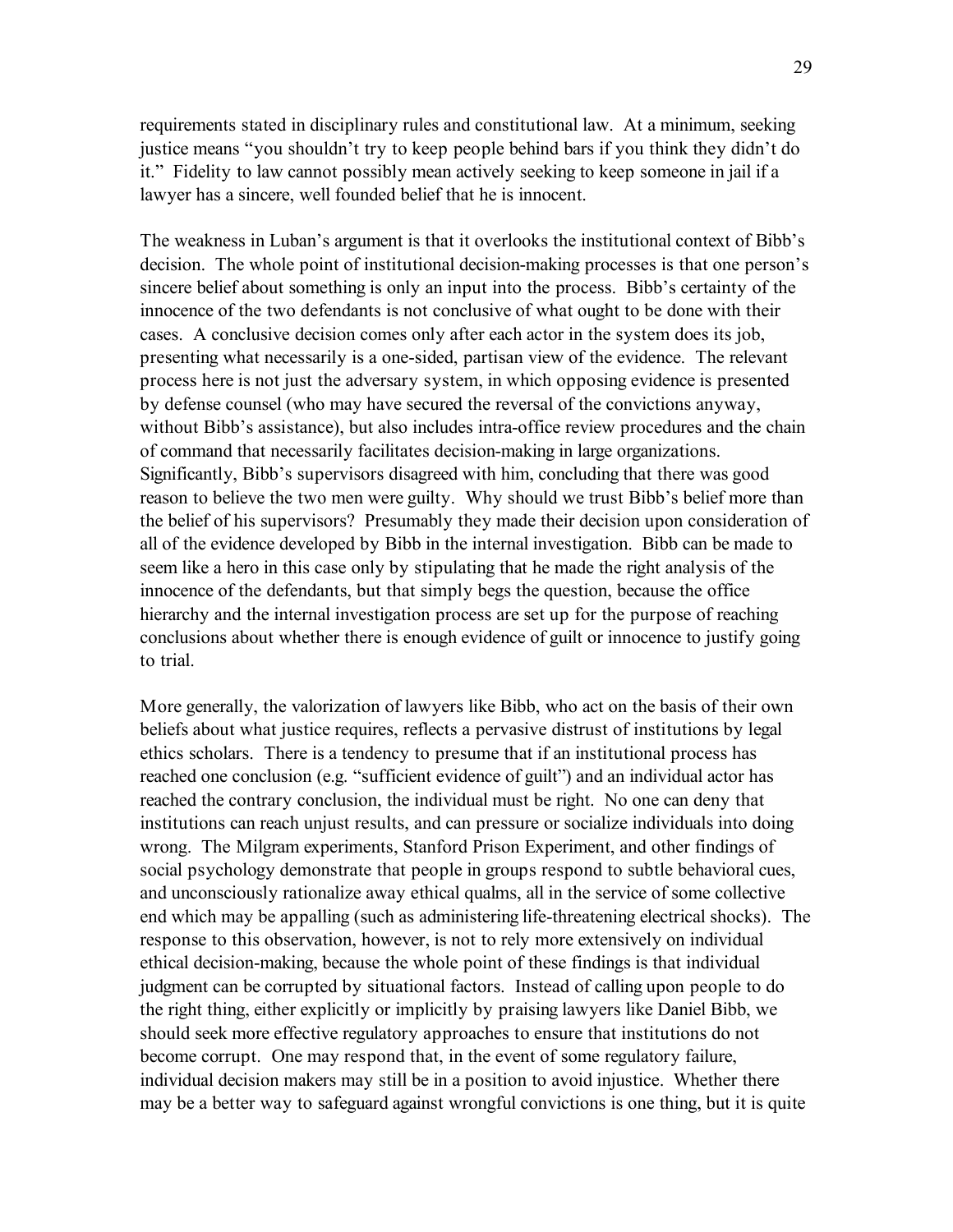requirements stated in disciplinary rules and constitutional law. At a minimum, seeking justice means "you shouldn't try to keep people behind bars if you think they didn't do it." Fidelity to law cannot possibly mean actively seeking to keep someone in jail if a lawyer has a sincere, well founded belief that he is innocent.

The weakness in Luban's argument is that it overlooks the institutional context of Bibb's decision. The whole point of institutional decision-making processes is that one person's sincere belief about something is only an input into the process. Bibb's certainty of the innocence of the two defendants is not conclusive of what ought to be done with their cases. A conclusive decision comes only after each actor in the system does its job, presenting what necessarily is a one-sided, partisan view of the evidence. The relevant process here is not just the adversary system, in which opposing evidence is presented by defense counsel (who may have secured the reversal of the convictions anyway, without Bibb's assistance), but also includes intra-office review procedures and the chain of command that necessarily facilitates decision-making in large organizations. Significantly, Bibb's supervisors disagreed with him, concluding that there was good reason to believe the two men were guilty. Why should we trust Bibb's belief more than the belief of his supervisors? Presumably they made their decision upon consideration of all of the evidence developed by Bibb in the internal investigation. Bibb can be made to seem like a hero in this case only by stipulating that he made the right analysis of the innocence of the defendants, but that simply begs the question, because the office hierarchy and the internal investigation process are set up for the purpose of reaching conclusions about whether there is enough evidence of guilt or innocence to justify going to trial.

More generally, the valorization of lawyers like Bibb, who act on the basis of their own beliefs about what justice requires, reflects a pervasive distrust of institutions by legal ethics scholars. There is a tendency to presume that if an institutional process has reached one conclusion (e.g. "sufficient evidence of guilt") and an individual actor has reached the contrary conclusion, the individual must be right. No one can deny that institutions can reach unjust results, and can pressure or socialize individuals into doing wrong. The Milgram experiments, Stanford Prison Experiment, and other findings of social psychology demonstrate that people in groups respond to subtle behavioral cues, and unconsciously rationalize away ethical qualms, all in the service of some collective end which may be appalling (such as administering life-threatening electrical shocks). The response to this observation, however, is not to rely more extensively on individual ethical decision-making, because the whole point of these findings is that individual judgment can be corrupted by situational factors. Instead of calling upon people to do the right thing, either explicitly or implicitly by praising lawyers like Daniel Bibb, we should seek more effective regulatory approaches to ensure that institutions do not become corrupt. One may respond that, in the event of some regulatory failure, individual decision makers may still be in a position to avoid injustice. Whether there may be a better way to safeguard against wrongful convictions is one thing, but it is quite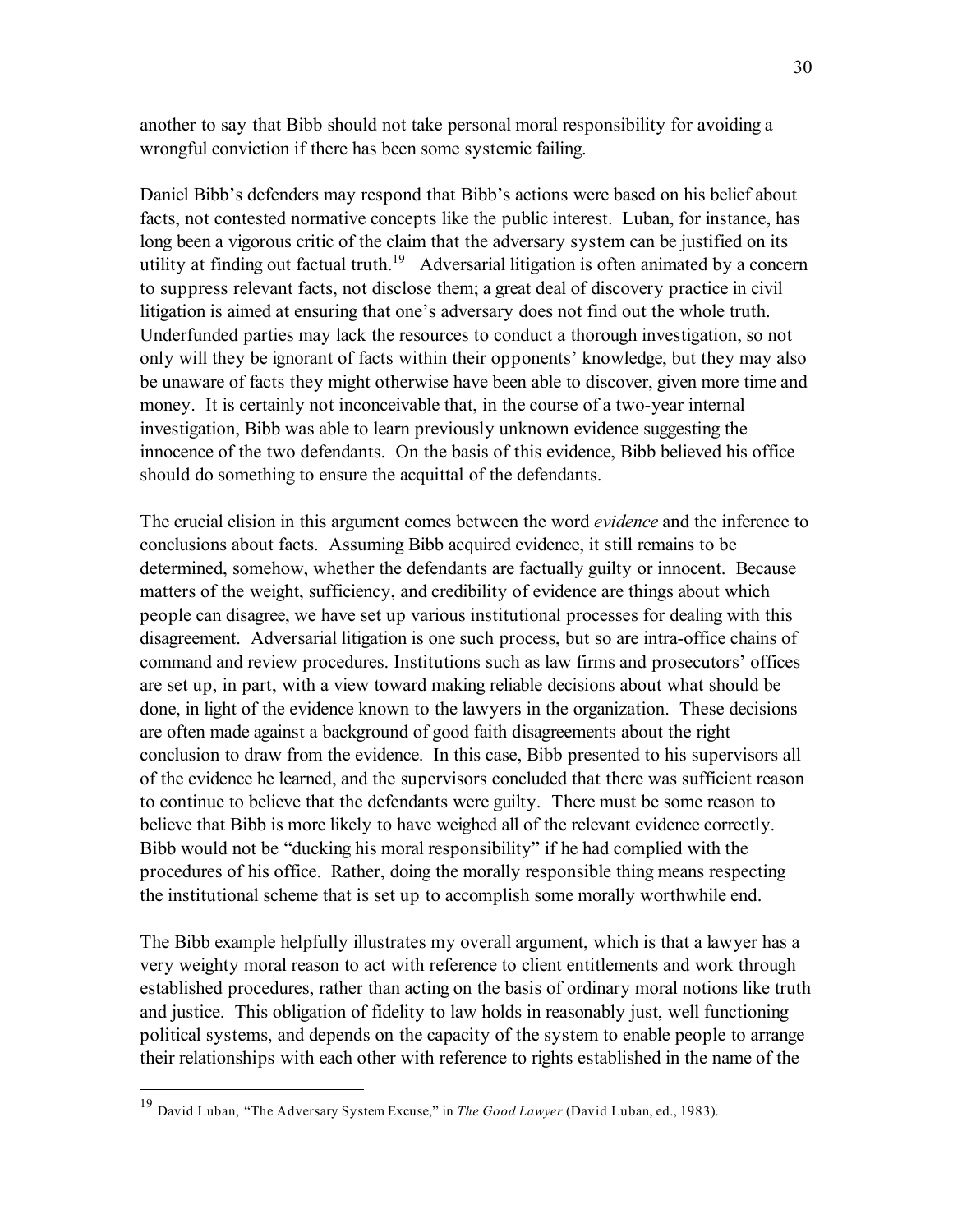another to say that Bibb should not take personal moral responsibility for avoiding a wrongful conviction if there has been some systemic failing.

Daniel Bibb's defenders may respond that Bibb's actions were based on his belief about facts, not contested normative concepts like the public interest. Luban, for instance, has long been a vigorous critic of the claim that the adversary system can be justified on its utility at finding out factual truth.[19] Adversarial litigation is often animated by a concern to suppress relevant facts, not disclose them; a great deal of discovery practice in civil litigation is aimed at ensuring that one's adversary does not find out the whole truth. Underfunded parties may lack the resources to conduct a thorough investigation, so not only will they be ignorant of facts within their opponents' knowledge, but they may also be unaware of facts they might otherwise have been able to discover, given more time and money. It is certainly not inconceivable that, in the course of a two-year internal investigation, Bibb was able to learn previously unknown evidence suggesting the innocence of the two defendants. On the basis of this evidence, Bibb believed his office should do something to ensure the acquittal of the defendants.

The crucial elision in this argument comes between the word *evidence* and the inference to conclusions about facts. Assuming Bibb acquired evidence, it still remains to be determined, somehow, whether the defendants are factually guilty or innocent. Because matters of the weight, sufficiency, and credibility of evidence are things about which people can disagree, we have set up various institutional processes for dealing with this disagreement. Adversarial litigation is one such process, but so are intra-office chains of command and review procedures. Institutions such as law firms and prosecutors' offices are set up, in part, with a view toward making reliable decisions about what should be done, in light of the evidence known to the lawyers in the organization. These decisions are often made against a background of good faith disagreements about the right conclusion to draw from the evidence. In this case, Bibb presented to his supervisors all of the evidence he learned, and the supervisors concluded that there was sufficient reason to continue to believe that the defendants were guilty. There must be some reason to believe that Bibb is more likely to have weighed all of the relevant evidence correctly. Bibb would not be "ducking his moral responsibility" if he had complied with the procedures of his office. Rather, doing the morally responsible thing means respecting the institutional scheme that is set up to accomplish some morally worthwhile end.

The Bibb example helpfully illustrates my overall argument, which is that a lawyer has a very weighty moral reason to act with reference to client entitlements and work through established procedures, rather than acting on the basis of ordinary moral notions like truth and justice. This obligation of fidelity to law holds in reasonably just, well functioning political systems, and depends on the capacity of the system to enable people to arrange their relationships with each other with reference to rights established in the name of the

[19] David Luban, "The Adversary System Excuse," in *The Good Lawyer* (David Luban, ed., 1983).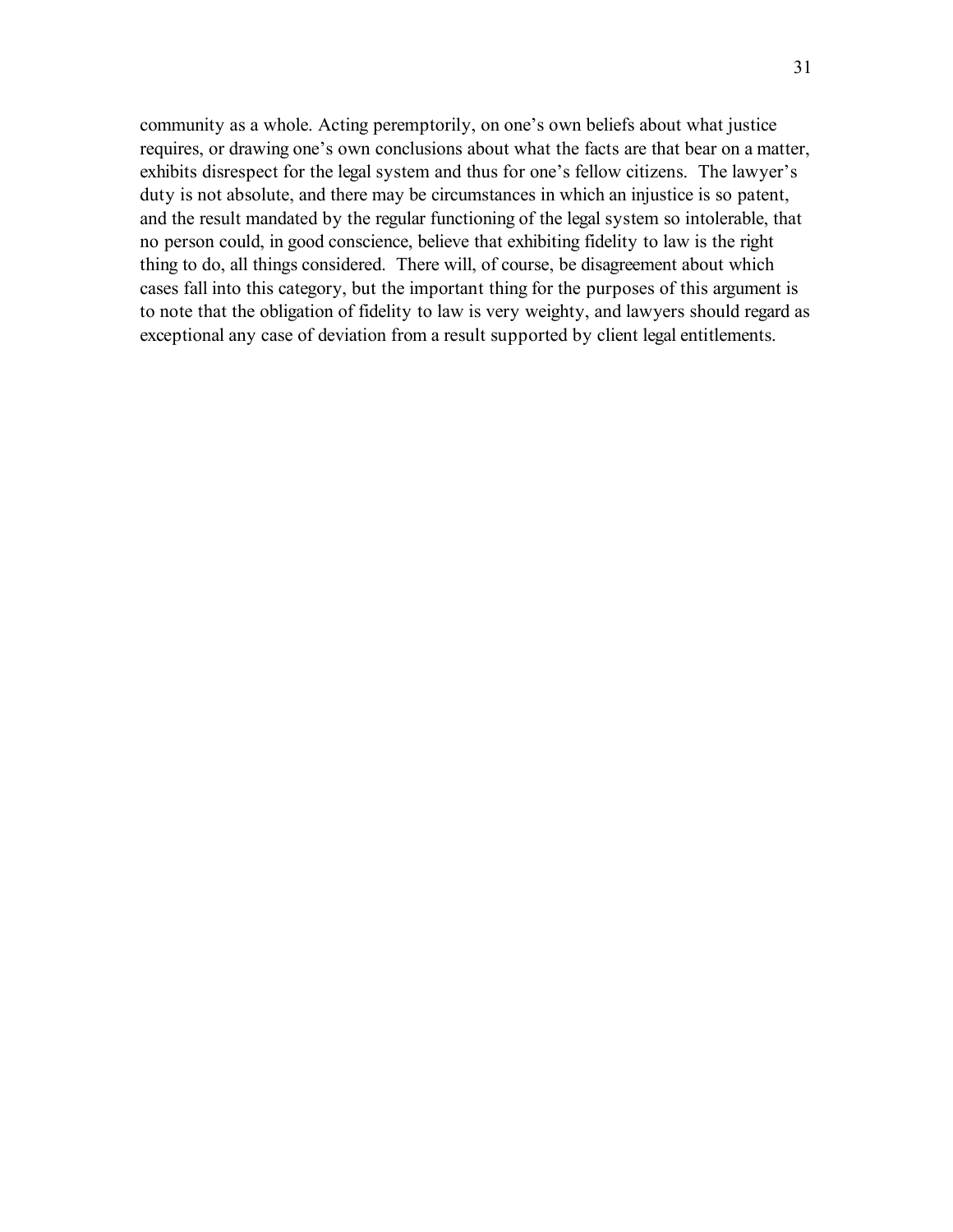community as a whole. Acting peremptorily, on one's own beliefs about what justice requires, or drawing one's own conclusions about what the facts are that bear on a matter, exhibits disrespect for the legal system and thus for one's fellow citizens. The lawyer's duty is not absolute, and there may be circumstances in which an injustice is so patent, and the result mandated by the regular functioning of the legal system so intolerable, that no person could, in good conscience, believe that exhibiting fidelity to law is the right thing to do, all things considered. There will, of course, be disagreement about which cases fall into this category, but the important thing for the purposes of this argument is to note that the obligation of fidelity to law is very weighty, and lawyers should regard as exceptional any case of deviation from a result supported by client legal entitlements.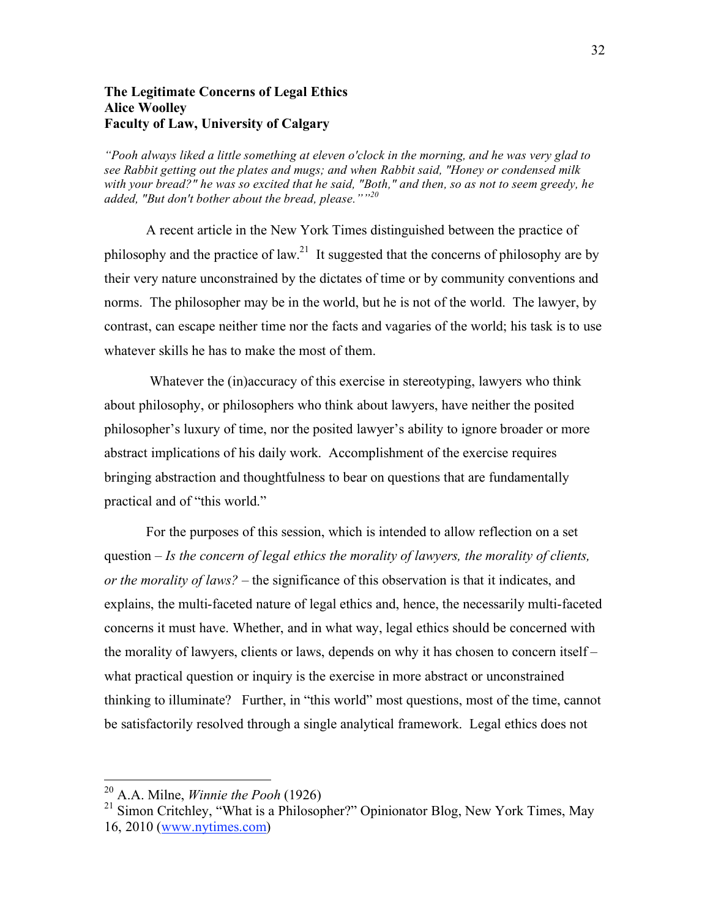**The Legitimate Concerns of Legal Ethics**
**Alice Woolley**
**Faculty of Law, University of Calgary**

*"Pooh always liked a little something at eleven o'clock in the morning, and he was very glad to see Rabbit getting out the plates and mugs; and when Rabbit said, "Honey or condensed milk with your bread?" he was so excited that he said, "Both," and then, so as not to seem greedy, he added, "But don't bother about the bread, please.""*[20]

A recent article in the New York Times distinguished between the practice of philosophy and the practice of law.[21] It suggested that the concerns of philosophy are by their very nature unconstrained by the dictates of time or by community conventions and norms. The philosopher may be in the world, but he is not of the world. The lawyer, by contrast, can escape neither time nor the facts and vagaries of the world; his task is to use whatever skills he has to make the most of them.

Whatever the (in)accuracy of this exercise in stereotyping, lawyers who think about philosophy, or philosophers who think about lawyers, have neither the posited philosopher's luxury of time, nor the posited lawyer's ability to ignore broader or more abstract implications of his daily work. Accomplishment of the exercise requires bringing abstraction and thoughtfulness to bear on questions that are fundamentally practical and of "this world."

For the purposes of this session, which is intended to allow reflection on a set question – *Is the concern of legal ethics the morality of lawyers, the morality of clients, or the morality of laws?* – the significance of this observation is that it indicates, and explains, the multi-faceted nature of legal ethics and, hence, the necessarily multi-faceted concerns it must have. Whether, and in what way, legal ethics should be concerned with the morality of lawyers, clients or laws, depends on why it has chosen to concern itself – what practical question or inquiry is the exercise in more abstract or unconstrained thinking to illuminate? Further, in "this world" most questions, most of the time, cannot be satisfactorily resolved through a single analytical framework. Legal ethics does not

---

[20] A.A. Milne, *Winnie the Pooh* (1926)

[21] Simon Critchley, "What is a Philosopher?" Opinionator Blog, New York Times, May 16, 2010 (www.nytimes.com)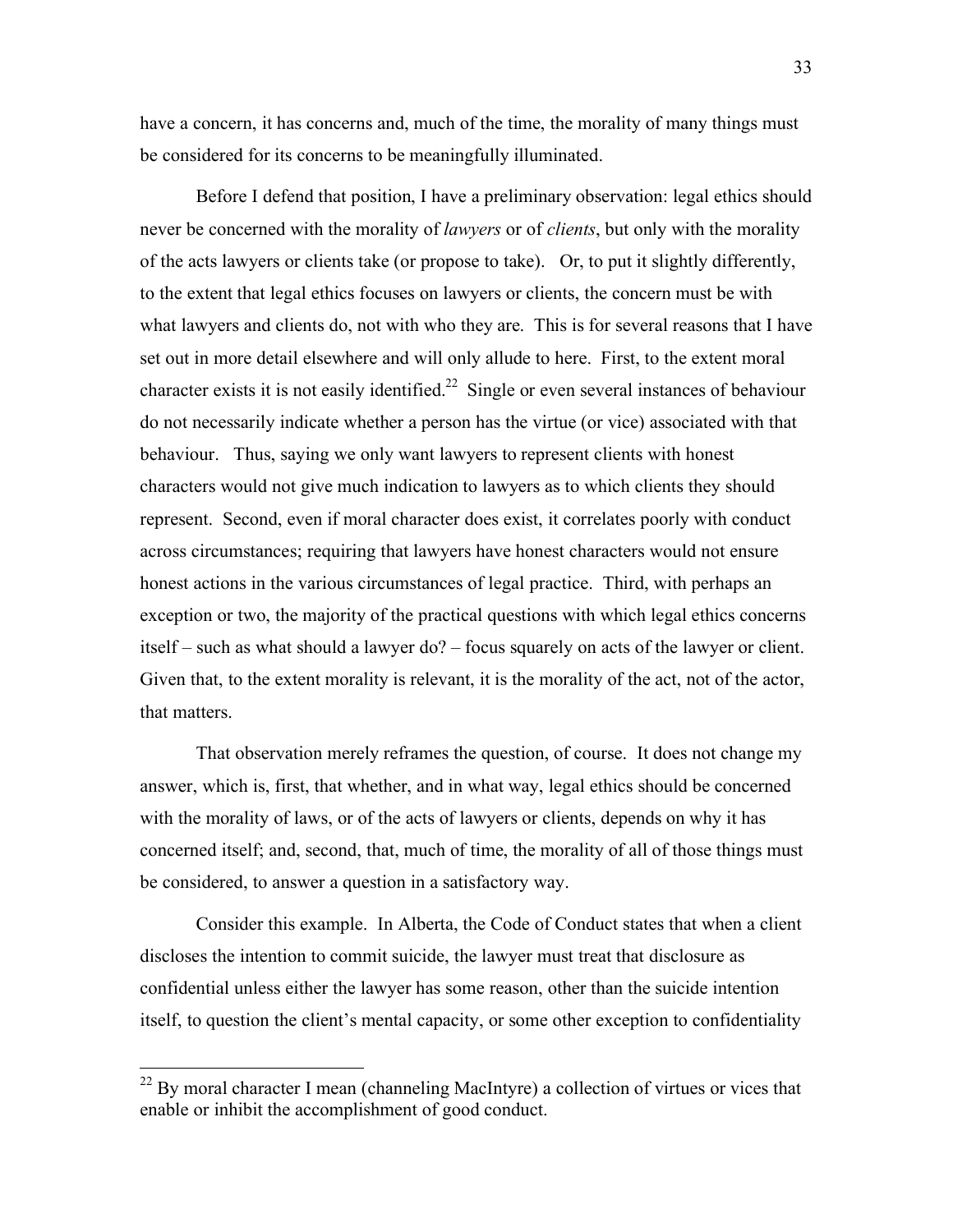have a concern, it has concerns and, much of the time, the morality of many things must be considered for its concerns to be meaningfully illuminated.

Before I defend that position, I have a preliminary observation: legal ethics should never be concerned with the morality of *lawyers* or of *clients*, but only with the morality of the acts lawyers or clients take (or propose to take). Or, to put it slightly differently, to the extent that legal ethics focuses on lawyers or clients, the concern must be with what lawyers and clients do, not with who they are. This is for several reasons that I have set out in more detail elsewhere and will only allude to here. First, to the extent moral character exists it is not easily identified.[22] Single or even several instances of behaviour do not necessarily indicate whether a person has the virtue (or vice) associated with that behaviour. Thus, saying we only want lawyers to represent clients with honest characters would not give much indication to lawyers as to which clients they should represent. Second, even if moral character does exist, it correlates poorly with conduct across circumstances; requiring that lawyers have honest characters would not ensure honest actions in the various circumstances of legal practice. Third, with perhaps an exception or two, the majority of the practical questions with which legal ethics concerns itself – such as what should a lawyer do? – focus squarely on acts of the lawyer or client. Given that, to the extent morality is relevant, it is the morality of the act, not of the actor, that matters.

That observation merely reframes the question, of course. It does not change my answer, which is, first, that whether, and in what way, legal ethics should be concerned with the morality of laws, or of the acts of lawyers or clients, depends on why it has concerned itself; and, second, that, much of time, the morality of all of those things must be considered, to answer a question in a satisfactory way.

Consider this example. In Alberta, the Code of Conduct states that when a client discloses the intention to commit suicide, the lawyer must treat that disclosure as confidential unless either the lawyer has some reason, other than the suicide intention itself, to question the client's mental capacity, or some other exception to confidentiality

[22] By moral character I mean (channeling MacIntyre) a collection of virtues or vices that enable or inhibit the accomplishment of good conduct.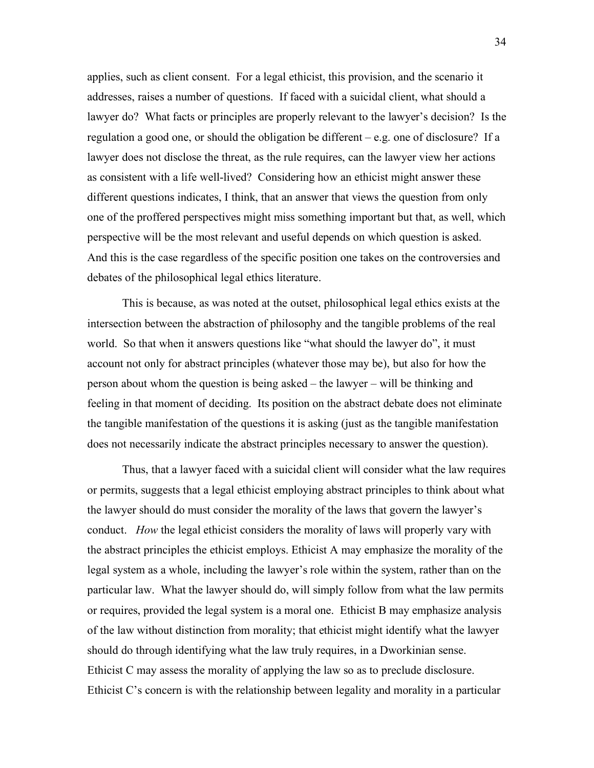applies, such as client consent. For a legal ethicist, this provision, and the scenario it addresses, raises a number of questions. If faced with a suicidal client, what should a lawyer do? What facts or principles are properly relevant to the lawyer's decision? Is the regulation a good one, or should the obligation be different – e.g. one of disclosure? If a lawyer does not disclose the threat, as the rule requires, can the lawyer view her actions as consistent with a life well-lived? Considering how an ethicist might answer these different questions indicates, I think, that an answer that views the question from only one of the proffered perspectives might miss something important but that, as well, which perspective will be the most relevant and useful depends on which question is asked. And this is the case regardless of the specific position one takes on the controversies and debates of the philosophical legal ethics literature.

This is because, as was noted at the outset, philosophical legal ethics exists at the intersection between the abstraction of philosophy and the tangible problems of the real world. So that when it answers questions like "what should the lawyer do", it must account not only for abstract principles (whatever those may be), but also for how the person about whom the question is being asked – the lawyer – will be thinking and feeling in that moment of deciding. Its position on the abstract debate does not eliminate the tangible manifestation of the questions it is asking (just as the tangible manifestation does not necessarily indicate the abstract principles necessary to answer the question).

Thus, that a lawyer faced with a suicidal client will consider what the law requires or permits, suggests that a legal ethicist employing abstract principles to think about what the lawyer should do must consider the morality of the laws that govern the lawyer's conduct. *How* the legal ethicist considers the morality of laws will properly vary with the abstract principles the ethicist employs. Ethicist A may emphasize the morality of the legal system as a whole, including the lawyer's role within the system, rather than on the particular law. What the lawyer should do, will simply follow from what the law permits or requires, provided the legal system is a moral one. Ethicist B may emphasize analysis of the law without distinction from morality; that ethicist might identify what the lawyer should do through identifying what the law truly requires, in a Dworkinian sense. Ethicist C may assess the morality of applying the law so as to preclude disclosure. Ethicist C's concern is with the relationship between legality and morality in a particular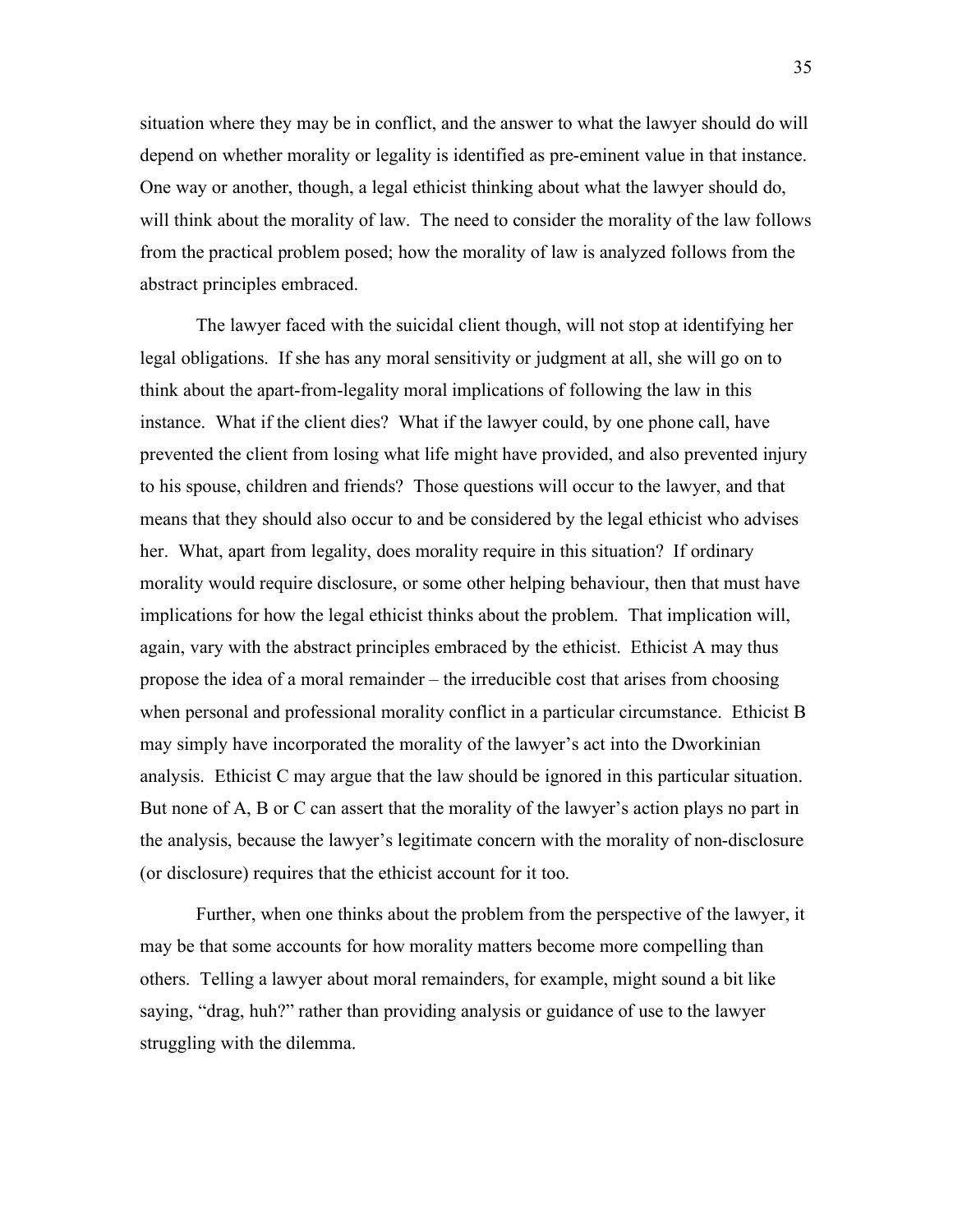situation where they may be in conflict, and the answer to what the lawyer should do will depend on whether morality or legality is identified as pre-eminent value in that instance. One way or another, though, a legal ethicist thinking about what the lawyer should do, will think about the morality of law. The need to consider the morality of the law follows from the practical problem posed; how the morality of law is analyzed follows from the abstract principles embraced.

The lawyer faced with the suicidal client though, will not stop at identifying her legal obligations. If she has any moral sensitivity or judgment at all, she will go on to think about the apart-from-legality moral implications of following the law in this instance. What if the client dies? What if the lawyer could, by one phone call, have prevented the client from losing what life might have provided, and also prevented injury to his spouse, children and friends? Those questions will occur to the lawyer, and that means that they should also occur to and be considered by the legal ethicist who advises her. What, apart from legality, does morality require in this situation? If ordinary morality would require disclosure, or some other helping behaviour, then that must have implications for how the legal ethicist thinks about the problem. That implication will, again, vary with the abstract principles embraced by the ethicist. Ethicist A may thus propose the idea of a moral remainder – the irreducible cost that arises from choosing when personal and professional morality conflict in a particular circumstance. Ethicist B may simply have incorporated the morality of the lawyer's act into the Dworkinian analysis. Ethicist C may argue that the law should be ignored in this particular situation. But none of A, B or C can assert that the morality of the lawyer's action plays no part in the analysis, because the lawyer's legitimate concern with the morality of non-disclosure (or disclosure) requires that the ethicist account for it too.

Further, when one thinks about the problem from the perspective of the lawyer, it may be that some accounts for how morality matters become more compelling than others. Telling a lawyer about moral remainders, for example, might sound a bit like saying, "drag, huh?" rather than providing analysis or guidance of use to the lawyer struggling with the dilemma.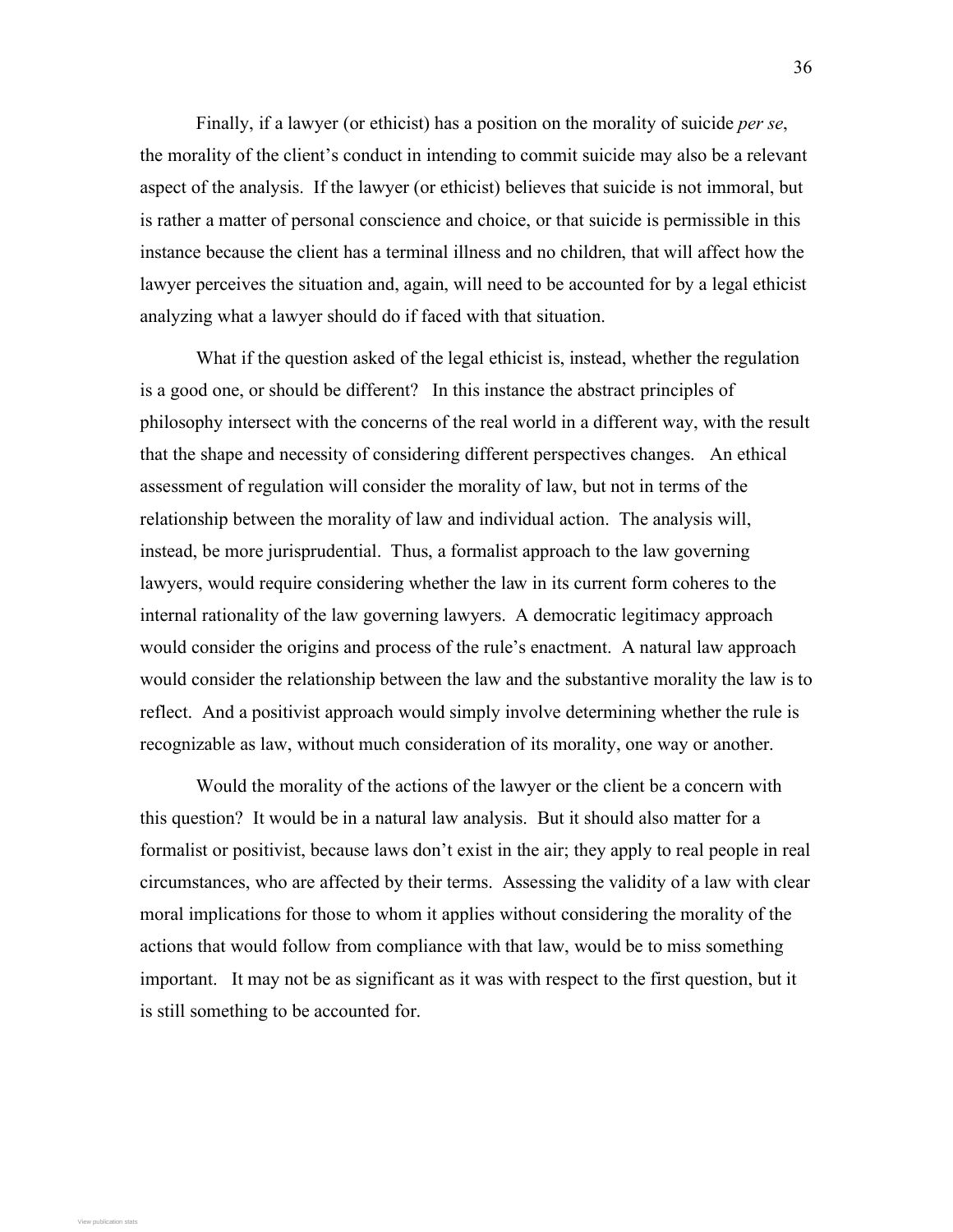Finally, if a lawyer (or ethicist) has a position on the morality of suicide *per se*, the morality of the client's conduct in intending to commit suicide may also be a relevant aspect of the analysis. If the lawyer (or ethicist) believes that suicide is not immoral, but is rather a matter of personal conscience and choice, or that suicide is permissible in this instance because the client has a terminal illness and no children, that will affect how the lawyer perceives the situation and, again, will need to be accounted for by a legal ethicist analyzing what a lawyer should do if faced with that situation.

What if the question asked of the legal ethicist is, instead, whether the regulation is a good one, or should be different? In this instance the abstract principles of philosophy intersect with the concerns of the real world in a different way, with the result that the shape and necessity of considering different perspectives changes. An ethical assessment of regulation will consider the morality of law, but not in terms of the relationship between the morality of law and individual action. The analysis will, instead, be more jurisprudential. Thus, a formalist approach to the law governing lawyers, would require considering whether the law in its current form coheres to the internal rationality of the law governing lawyers. A democratic legitimacy approach would consider the origins and process of the rule's enactment. A natural law approach would consider the relationship between the law and the substantive morality the law is to reflect. And a positivist approach would simply involve determining whether the rule is recognizable as law, without much consideration of its morality, one way or another.

Would the morality of the actions of the lawyer or the client be a concern with this question? It would be in a natural law analysis. But it should also matter for a formalist or positivist, because laws don't exist in the air; they apply to real people in real circumstances, who are affected by their terms. Assessing the validity of a law with clear moral implications for those to whom it applies without considering the morality of the actions that would follow from compliance with that law, would be to miss something important. It may not be as significant as it was with respect to the first question, but it is still something to be accounted for.